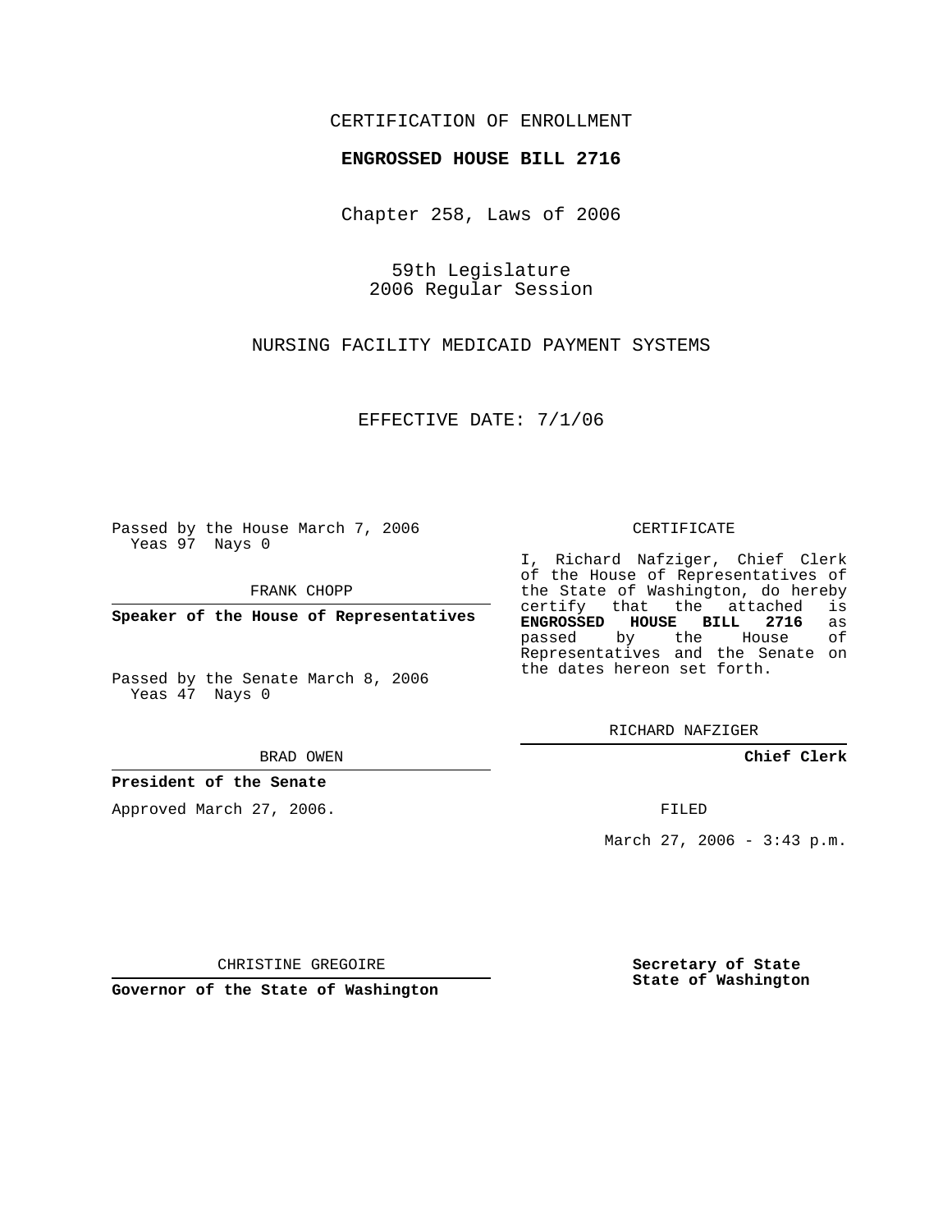CERTIFICATION OF ENROLLMENT

**ENGROSSED HOUSE BILL 2716**

Chapter 258, Laws of 2006

59th Legislature
2006 Regular Session

NURSING FACILITY MEDICAID PAYMENT SYSTEMS

EFFECTIVE DATE: 7/1/06

Passed by the House March 7, 2006
Yeas 97 Nays 0

FRANK CHOPP

**Speaker of the House of Representatives**

Passed by the Senate March 8, 2006
Yeas 47 Nays 0

BRAD OWEN

**President of the Senate**

Approved March 27, 2006.

CHRISTINE GREGOIRE

**Governor of the State of Washington**

CERTIFICATE

I, Richard Nafziger, Chief Clerk of the House of Representatives of the State of Washington, do hereby certify that the attached is **ENGROSSED HOUSE BILL 2716** as passed by the House of Representatives and the Senate on the dates hereon set forth.

RICHARD NAFZIGER

**Chief Clerk**

FILED

March 27, 2006 - 3:43 p.m.

**Secretary of State**
**State of Washington**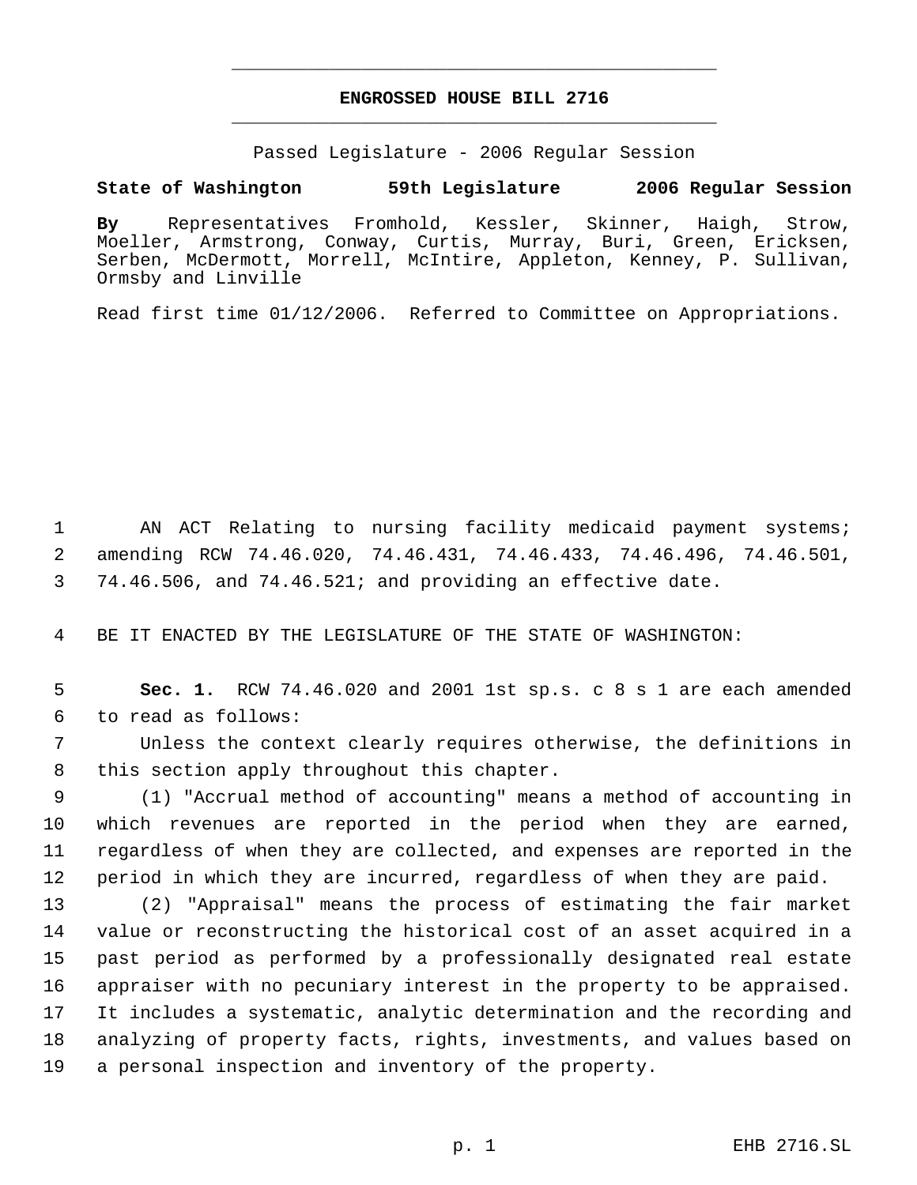# ENGROSSED HOUSE BILL 2716

Passed Legislature - 2006 Regular Session

**State of Washington 59th Legislature 2006 Regular Session**

**By** Representatives Fromhold, Kessler, Skinner, Haigh, Strow, Moeller, Armstrong, Conway, Curtis, Murray, Buri, Green, Ericksen, Serben, McDermott, Morrell, McIntire, Appleton, Kenney, P. Sullivan, Ormsby and Linville

Read first time 01/12/2006. Referred to Committee on Appropriations.

AN ACT Relating to nursing facility medicaid payment systems; amending RCW 74.46.020, 74.46.431, 74.46.433, 74.46.496, 74.46.501, 74.46.506, and 74.46.521; and providing an effective date.

BE IT ENACTED BY THE LEGISLATURE OF THE STATE OF WASHINGTON:

**Sec. 1.** RCW 74.46.020 and 2001 1st sp.s. c 8 s 1 are each amended to read as follows:

Unless the context clearly requires otherwise, the definitions in this section apply throughout this chapter.

(1) "Accrual method of accounting" means a method of accounting in which revenues are reported in the period when they are earned, regardless of when they are collected, and expenses are reported in the period in which they are incurred, regardless of when they are paid.

(2) "Appraisal" means the process of estimating the fair market value or reconstructing the historical cost of an asset acquired in a past period as performed by a professionally designated real estate appraiser with no pecuniary interest in the property to be appraised. It includes a systematic, analytic determination and the recording and analyzing of property facts, rights, investments, and values based on a personal inspection and inventory of the property.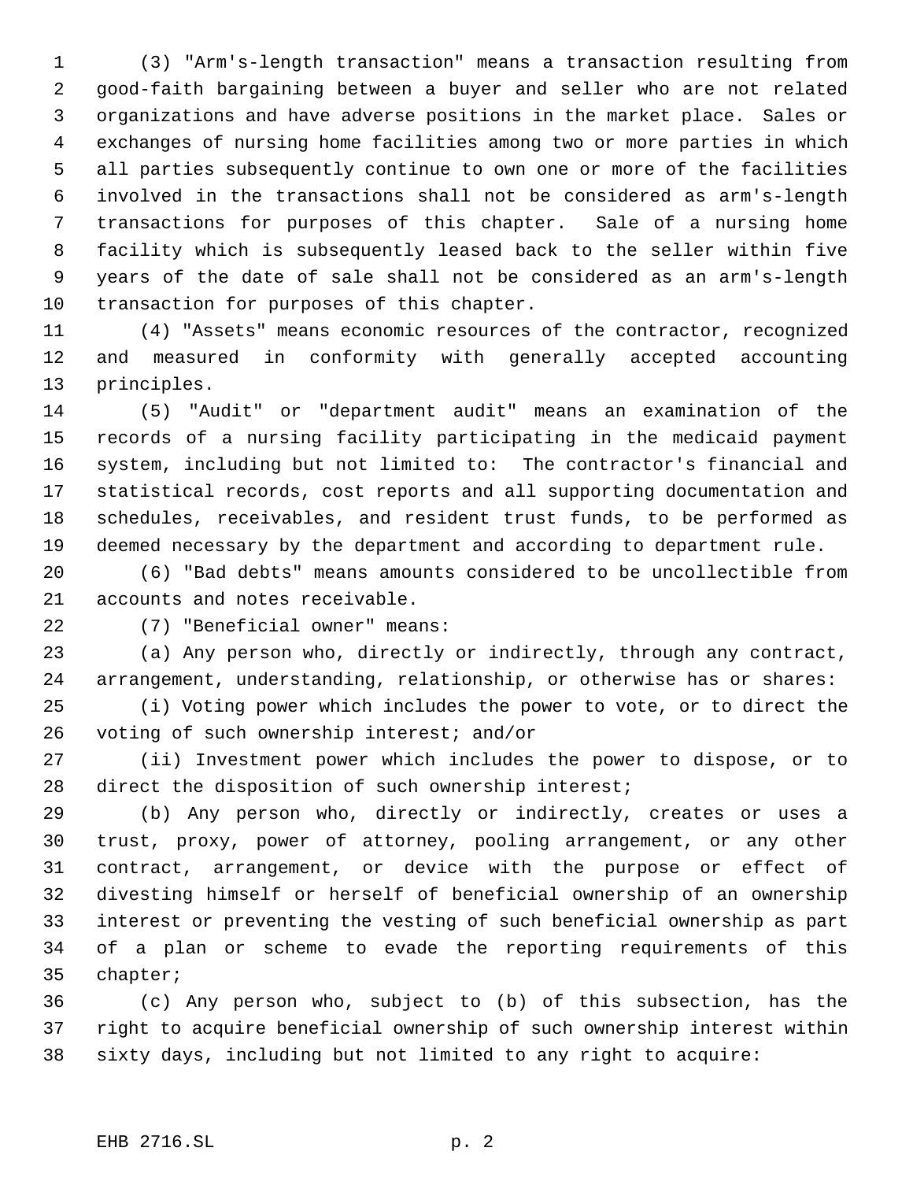(3) "Arm's-length transaction" means a transaction resulting from good-faith bargaining between a buyer and seller who are not related organizations and have adverse positions in the market place. Sales or exchanges of nursing home facilities among two or more parties in which all parties subsequently continue to own one or more of the facilities involved in the transactions shall not be considered as arm's-length transactions for purposes of this chapter. Sale of a nursing home facility which is subsequently leased back to the seller within five years of the date of sale shall not be considered as an arm's-length transaction for purposes of this chapter.

(4) "Assets" means economic resources of the contractor, recognized and measured in conformity with generally accepted accounting principles.

(5) "Audit" or "department audit" means an examination of the records of a nursing facility participating in the medicaid payment system, including but not limited to: The contractor's financial and statistical records, cost reports and all supporting documentation and schedules, receivables, and resident trust funds, to be performed as deemed necessary by the department and according to department rule.

(6) "Bad debts" means amounts considered to be uncollectible from accounts and notes receivable.

(7) "Beneficial owner" means:

(a) Any person who, directly or indirectly, through any contract, arrangement, understanding, relationship, or otherwise has or shares:

(i) Voting power which includes the power to vote, or to direct the voting of such ownership interest; and/or

(ii) Investment power which includes the power to dispose, or to direct the disposition of such ownership interest;

(b) Any person who, directly or indirectly, creates or uses a trust, proxy, power of attorney, pooling arrangement, or any other contract, arrangement, or device with the purpose or effect of divesting himself or herself of beneficial ownership of an ownership interest or preventing the vesting of such beneficial ownership as part of a plan or scheme to evade the reporting requirements of this chapter;

(c) Any person who, subject to (b) of this subsection, has the right to acquire beneficial ownership of such ownership interest within sixty days, including but not limited to any right to acquire: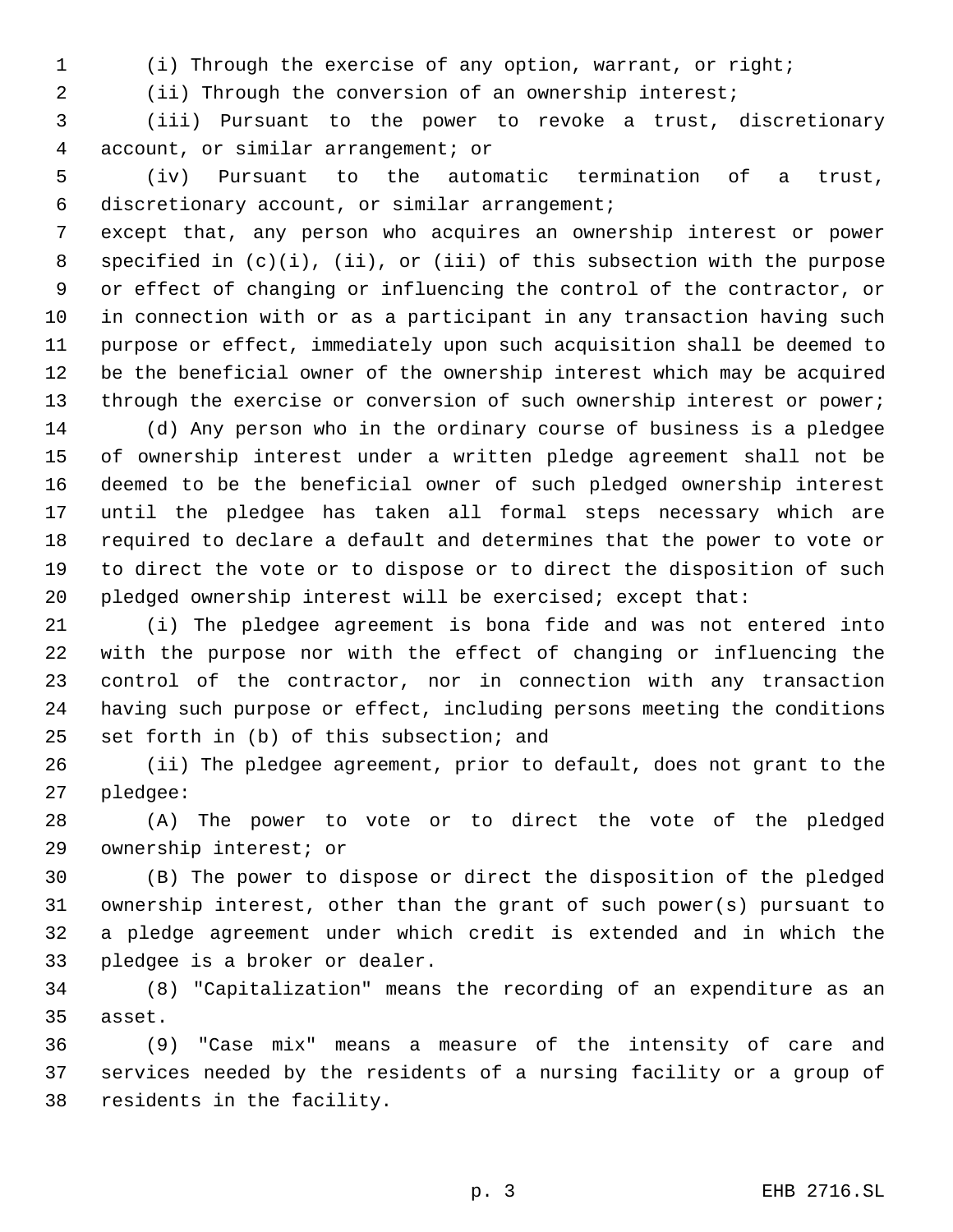(i) Through the exercise of any option, warrant, or right;

(ii) Through the conversion of an ownership interest;

(iii) Pursuant to the power to revoke a trust, discretionary account, or similar arrangement; or

(iv) Pursuant to the automatic termination of a trust, discretionary account, or similar arrangement;

except that, any person who acquires an ownership interest or power specified in (c)(i), (ii), or (iii) of this subsection with the purpose or effect of changing or influencing the control of the contractor, or in connection with or as a participant in any transaction having such purpose or effect, immediately upon such acquisition shall be deemed to be the beneficial owner of the ownership interest which may be acquired through the exercise or conversion of such ownership interest or power;

(d) Any person who in the ordinary course of business is a pledgee of ownership interest under a written pledge agreement shall not be deemed to be the beneficial owner of such pledged ownership interest until the pledgee has taken all formal steps necessary which are required to declare a default and determines that the power to vote or to direct the vote or to dispose or to direct the disposition of such pledged ownership interest will be exercised; except that:

(i) The pledgee agreement is bona fide and was not entered into with the purpose nor with the effect of changing or influencing the control of the contractor, nor in connection with any transaction having such purpose or effect, including persons meeting the conditions set forth in (b) of this subsection; and

(ii) The pledgee agreement, prior to default, does not grant to the pledgee:

(A) The power to vote or to direct the vote of the pledged ownership interest; or

(B) The power to dispose or direct the disposition of the pledged ownership interest, other than the grant of such power(s) pursuant to a pledge agreement under which credit is extended and in which the pledgee is a broker or dealer.

(8) "Capitalization" means the recording of an expenditure as an asset.

(9) "Case mix" means a measure of the intensity of care and services needed by the residents of a nursing facility or a group of residents in the facility.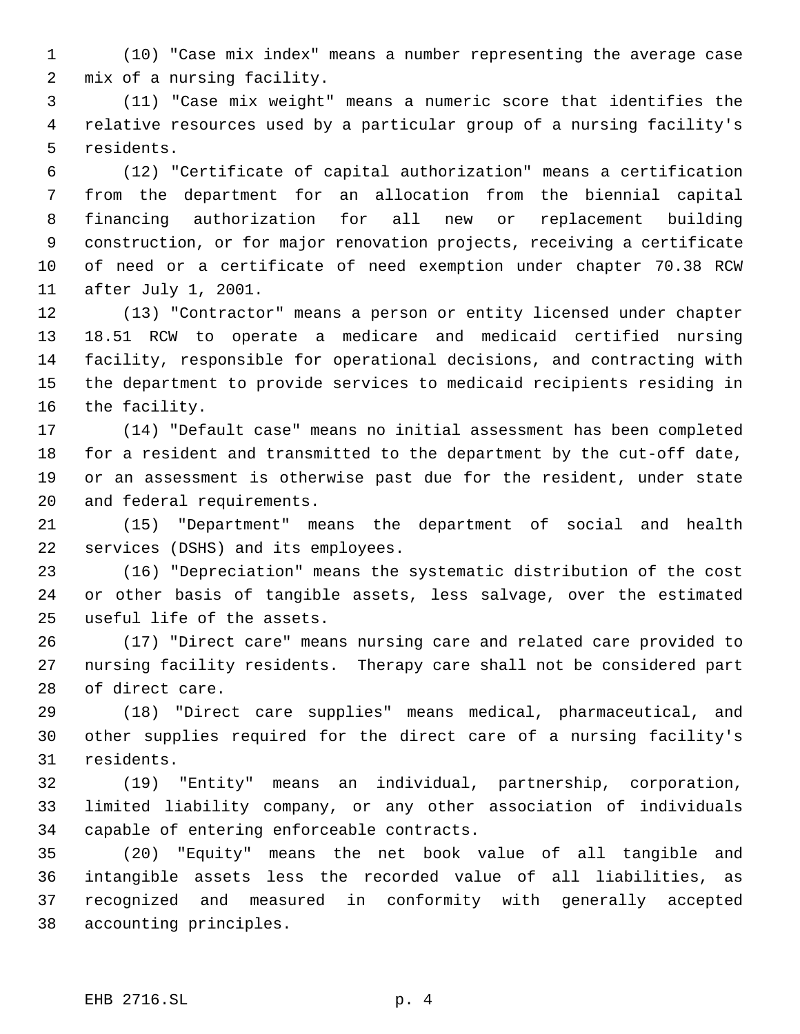(10) "Case mix index" means a number representing the average case mix of a nursing facility.

(11) "Case mix weight" means a numeric score that identifies the relative resources used by a particular group of a nursing facility's residents.

(12) "Certificate of capital authorization" means a certification from the department for an allocation from the biennial capital financing authorization for all new or replacement building construction, or for major renovation projects, receiving a certificate of need or a certificate of need exemption under chapter 70.38 RCW after July 1, 2001.

(13) "Contractor" means a person or entity licensed under chapter 18.51 RCW to operate a medicare and medicaid certified nursing facility, responsible for operational decisions, and contracting with the department to provide services to medicaid recipients residing in the facility.

(14) "Default case" means no initial assessment has been completed for a resident and transmitted to the department by the cut-off date, or an assessment is otherwise past due for the resident, under state and federal requirements.

(15) "Department" means the department of social and health services (DSHS) and its employees.

(16) "Depreciation" means the systematic distribution of the cost or other basis of tangible assets, less salvage, over the estimated useful life of the assets.

(17) "Direct care" means nursing care and related care provided to nursing facility residents. Therapy care shall not be considered part of direct care.

(18) "Direct care supplies" means medical, pharmaceutical, and other supplies required for the direct care of a nursing facility's residents.

(19) "Entity" means an individual, partnership, corporation, limited liability company, or any other association of individuals capable of entering enforceable contracts.

(20) "Equity" means the net book value of all tangible and intangible assets less the recorded value of all liabilities, as recognized and measured in conformity with generally accepted accounting principles.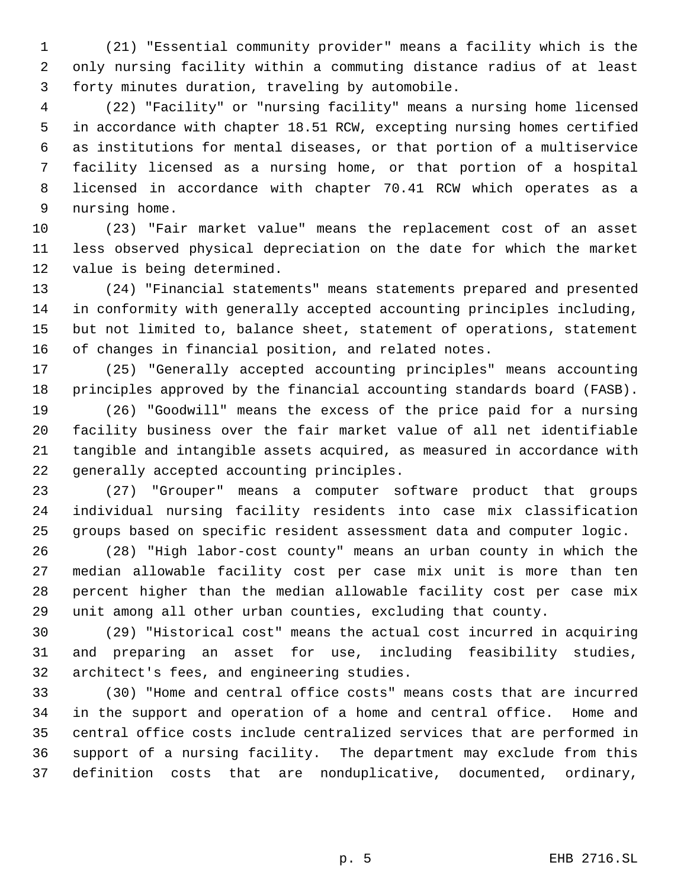(21) "Essential community provider" means a facility which is the only nursing facility within a commuting distance radius of at least forty minutes duration, traveling by automobile.

(22) "Facility" or "nursing facility" means a nursing home licensed in accordance with chapter 18.51 RCW, excepting nursing homes certified as institutions for mental diseases, or that portion of a multiservice facility licensed as a nursing home, or that portion of a hospital licensed in accordance with chapter 70.41 RCW which operates as a nursing home.

(23) "Fair market value" means the replacement cost of an asset less observed physical depreciation on the date for which the market value is being determined.

(24) "Financial statements" means statements prepared and presented in conformity with generally accepted accounting principles including, but not limited to, balance sheet, statement of operations, statement of changes in financial position, and related notes.

(25) "Generally accepted accounting principles" means accounting principles approved by the financial accounting standards board (FASB).

(26) "Goodwill" means the excess of the price paid for a nursing facility business over the fair market value of all net identifiable tangible and intangible assets acquired, as measured in accordance with generally accepted accounting principles.

(27) "Grouper" means a computer software product that groups individual nursing facility residents into case mix classification groups based on specific resident assessment data and computer logic.

(28) "High labor-cost county" means an urban county in which the median allowable facility cost per case mix unit is more than ten percent higher than the median allowable facility cost per case mix unit among all other urban counties, excluding that county.

(29) "Historical cost" means the actual cost incurred in acquiring and preparing an asset for use, including feasibility studies, architect's fees, and engineering studies.

(30) "Home and central office costs" means costs that are incurred in the support and operation of a home and central office. Home and central office costs include centralized services that are performed in support of a nursing facility. The department may exclude from this definition costs that are nonduplicative, documented, ordinary,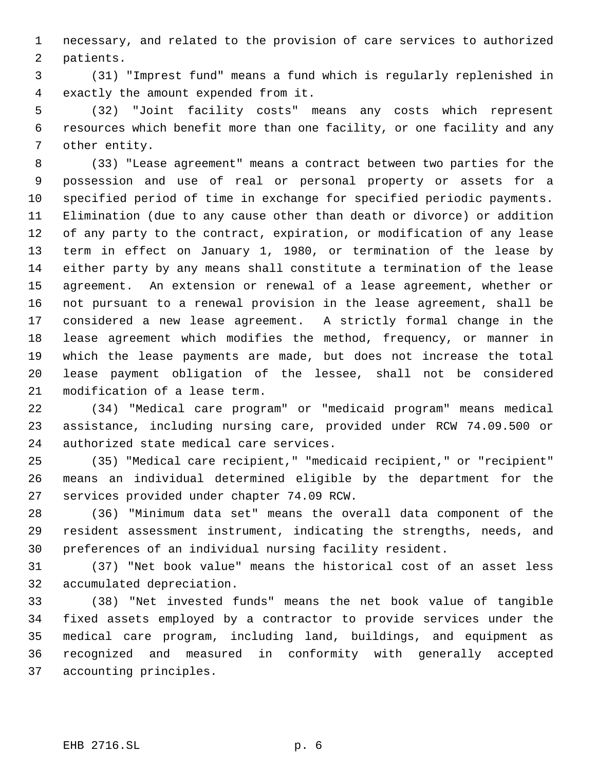necessary, and related to the provision of care services to authorized patients.

(31) "Imprest fund" means a fund which is regularly replenished in exactly the amount expended from it.

(32) "Joint facility costs" means any costs which represent resources which benefit more than one facility, or one facility and any other entity.

(33) "Lease agreement" means a contract between two parties for the possession and use of real or personal property or assets for a specified period of time in exchange for specified periodic payments. Elimination (due to any cause other than death or divorce) or addition of any party to the contract, expiration, or modification of any lease term in effect on January 1, 1980, or termination of the lease by either party by any means shall constitute a termination of the lease agreement. An extension or renewal of a lease agreement, whether or not pursuant to a renewal provision in the lease agreement, shall be considered a new lease agreement. A strictly formal change in the lease agreement which modifies the method, frequency, or manner in which the lease payments are made, but does not increase the total lease payment obligation of the lessee, shall not be considered modification of a lease term.

(34) "Medical care program" or "medicaid program" means medical assistance, including nursing care, provided under RCW 74.09.500 or authorized state medical care services.

(35) "Medical care recipient," "medicaid recipient," or "recipient" means an individual determined eligible by the department for the services provided under chapter 74.09 RCW.

(36) "Minimum data set" means the overall data component of the resident assessment instrument, indicating the strengths, needs, and preferences of an individual nursing facility resident.

(37) "Net book value" means the historical cost of an asset less accumulated depreciation.

(38) "Net invested funds" means the net book value of tangible fixed assets employed by a contractor to provide services under the medical care program, including land, buildings, and equipment as recognized and measured in conformity with generally accepted accounting principles.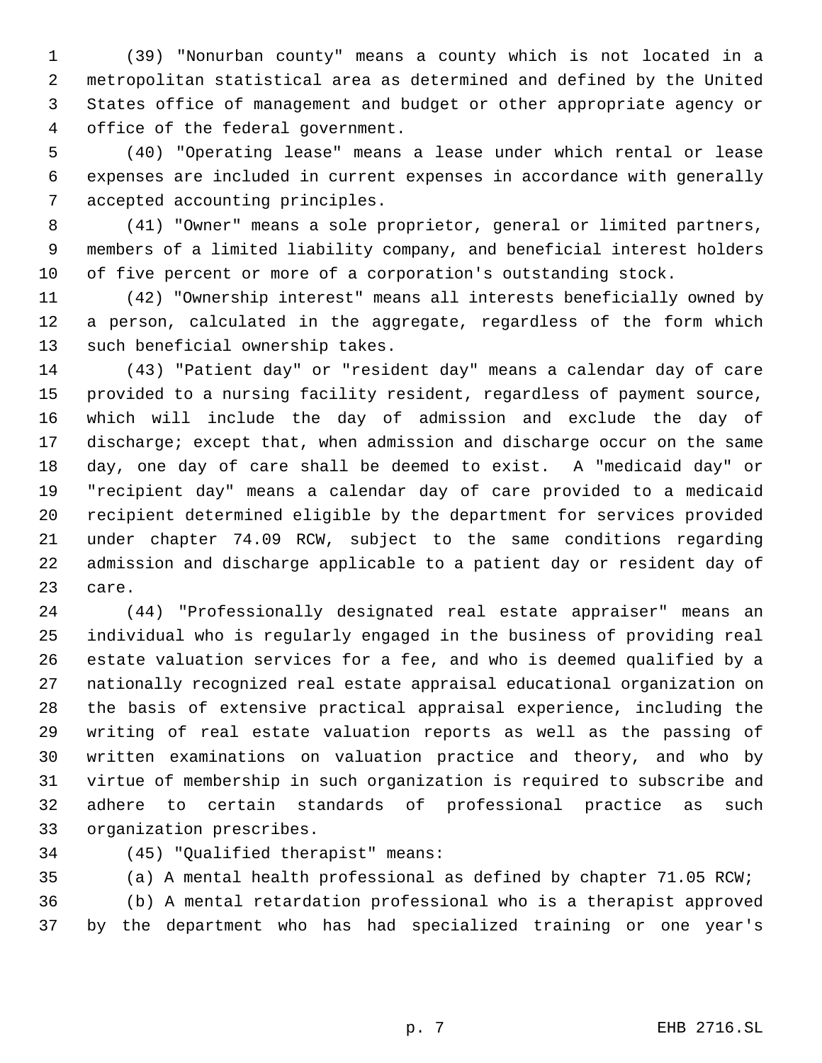(39) "Nonurban county" means a county which is not located in a metropolitan statistical area as determined and defined by the United States office of management and budget or other appropriate agency or office of the federal government.

(40) "Operating lease" means a lease under which rental or lease expenses are included in current expenses in accordance with generally accepted accounting principles.

(41) "Owner" means a sole proprietor, general or limited partners, members of a limited liability company, and beneficial interest holders of five percent or more of a corporation's outstanding stock.

(42) "Ownership interest" means all interests beneficially owned by a person, calculated in the aggregate, regardless of the form which such beneficial ownership takes.

(43) "Patient day" or "resident day" means a calendar day of care provided to a nursing facility resident, regardless of payment source, which will include the day of admission and exclude the day of discharge; except that, when admission and discharge occur on the same day, one day of care shall be deemed to exist. A "medicaid day" or "recipient day" means a calendar day of care provided to a medicaid recipient determined eligible by the department for services provided under chapter 74.09 RCW, subject to the same conditions regarding admission and discharge applicable to a patient day or resident day of care.

(44) "Professionally designated real estate appraiser" means an individual who is regularly engaged in the business of providing real estate valuation services for a fee, and who is deemed qualified by a nationally recognized real estate appraisal educational organization on the basis of extensive practical appraisal experience, including the writing of real estate valuation reports as well as the passing of written examinations on valuation practice and theory, and who by virtue of membership in such organization is required to subscribe and adhere to certain standards of professional practice as such organization prescribes.

(45) "Qualified therapist" means:

(a) A mental health professional as defined by chapter 71.05 RCW;

(b) A mental retardation professional who is a therapist approved by the department who has had specialized training or one year's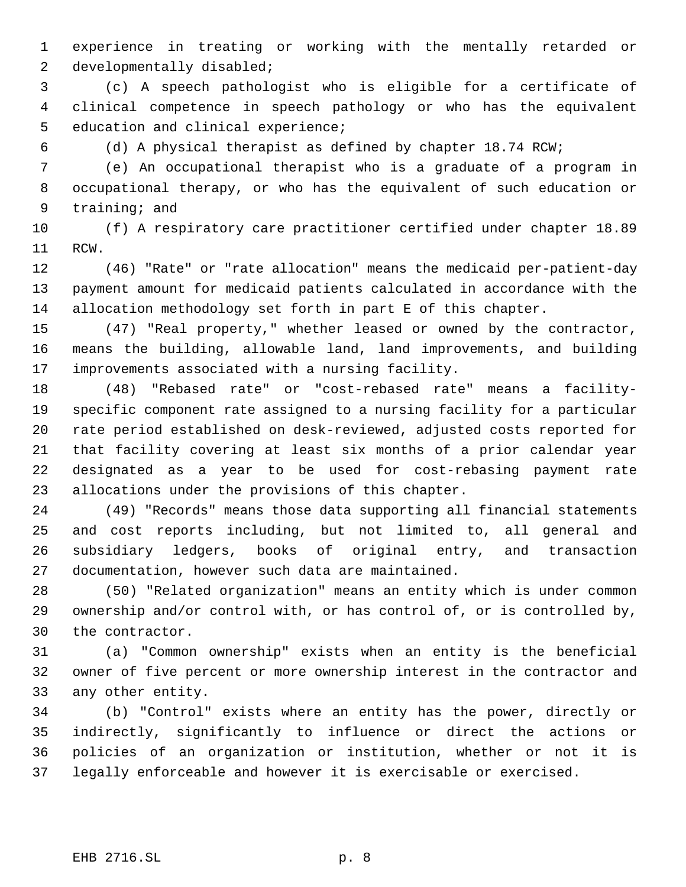experience in treating or working with the mentally retarded or developmentally disabled;

(c) A speech pathologist who is eligible for a certificate of clinical competence in speech pathology or who has the equivalent education and clinical experience;

(d) A physical therapist as defined by chapter 18.74 RCW;

(e) An occupational therapist who is a graduate of a program in occupational therapy, or who has the equivalent of such education or training; and

(f) A respiratory care practitioner certified under chapter 18.89 RCW.

(46) "Rate" or "rate allocation" means the medicaid per-patient-day payment amount for medicaid patients calculated in accordance with the allocation methodology set forth in part E of this chapter.

(47) "Real property," whether leased or owned by the contractor, means the building, allowable land, land improvements, and building improvements associated with a nursing facility.

(48) "Rebased rate" or "cost-rebased rate" means a facility-specific component rate assigned to a nursing facility for a particular rate period established on desk-reviewed, adjusted costs reported for that facility covering at least six months of a prior calendar year designated as a year to be used for cost-rebasing payment rate allocations under the provisions of this chapter.

(49) "Records" means those data supporting all financial statements and cost reports including, but not limited to, all general and subsidiary ledgers, books of original entry, and transaction documentation, however such data are maintained.

(50) "Related organization" means an entity which is under common ownership and/or control with, or has control of, or is controlled by, the contractor.

(a) "Common ownership" exists when an entity is the beneficial owner of five percent or more ownership interest in the contractor and any other entity.

(b) "Control" exists where an entity has the power, directly or indirectly, significantly to influence or direct the actions or policies of an organization or institution, whether or not it is legally enforceable and however it is exercisable or exercised.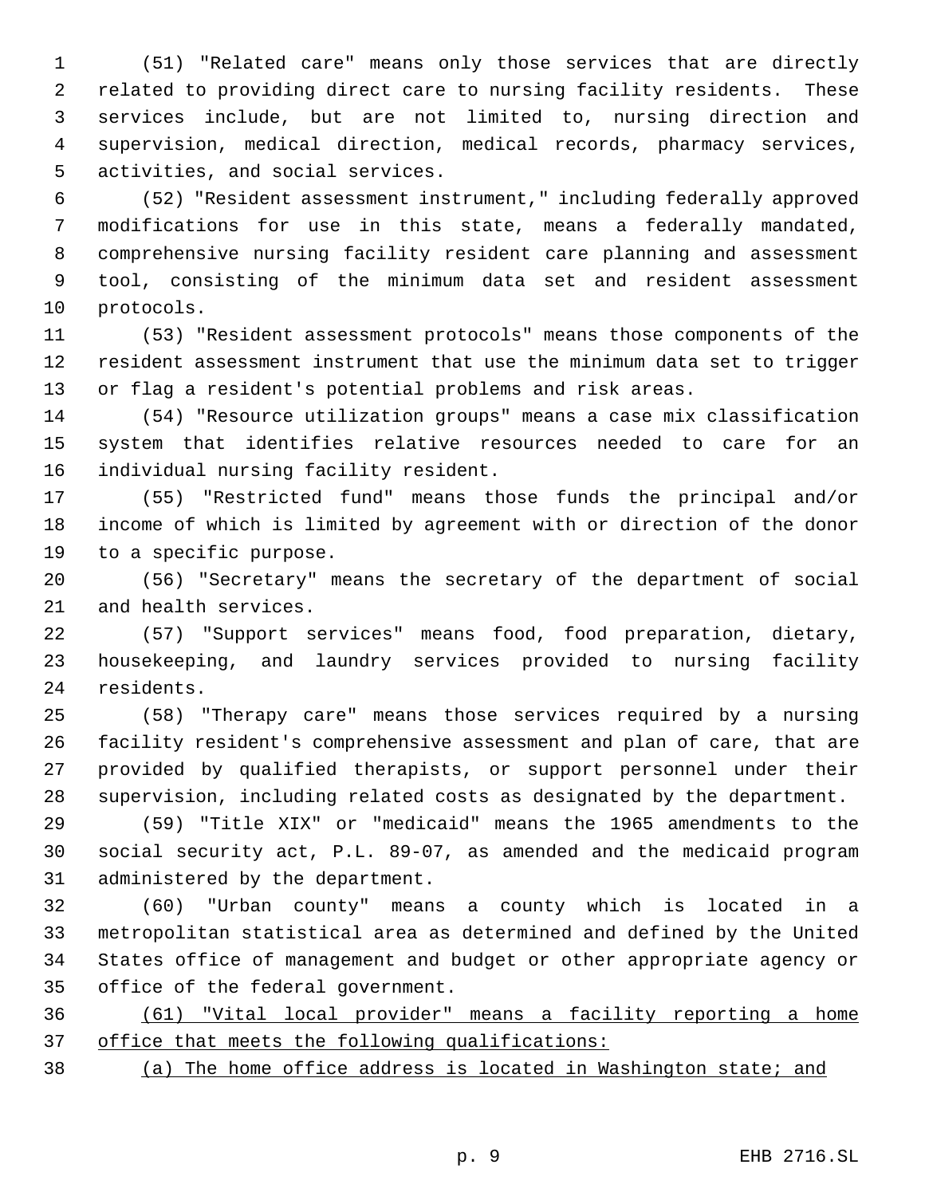(51) "Related care" means only those services that are directly related to providing direct care to nursing facility residents. These services include, but are not limited to, nursing direction and supervision, medical direction, medical records, pharmacy services, activities, and social services.

(52) "Resident assessment instrument," including federally approved modifications for use in this state, means a federally mandated, comprehensive nursing facility resident care planning and assessment tool, consisting of the minimum data set and resident assessment protocols.

(53) "Resident assessment protocols" means those components of the resident assessment instrument that use the minimum data set to trigger or flag a resident's potential problems and risk areas.

(54) "Resource utilization groups" means a case mix classification system that identifies relative resources needed to care for an individual nursing facility resident.

(55) "Restricted fund" means those funds the principal and/or income of which is limited by agreement with or direction of the donor to a specific purpose.

(56) "Secretary" means the secretary of the department of social and health services.

(57) "Support services" means food, food preparation, dietary, housekeeping, and laundry services provided to nursing facility residents.

(58) "Therapy care" means those services required by a nursing facility resident's comprehensive assessment and plan of care, that are provided by qualified therapists, or support personnel under their supervision, including related costs as designated by the department.

(59) "Title XIX" or "medicaid" means the 1965 amendments to the social security act, P.L. 89-07, as amended and the medicaid program administered by the department.

(60) "Urban county" means a county which is located in a metropolitan statistical area as determined and defined by the United States office of management and budget or other appropriate agency or office of the federal government.

<u>(61) "Vital local provider" means a facility reporting a home office that meets the following qualifications:</u>

<u>(a) The home office address is located in Washington state; and</u>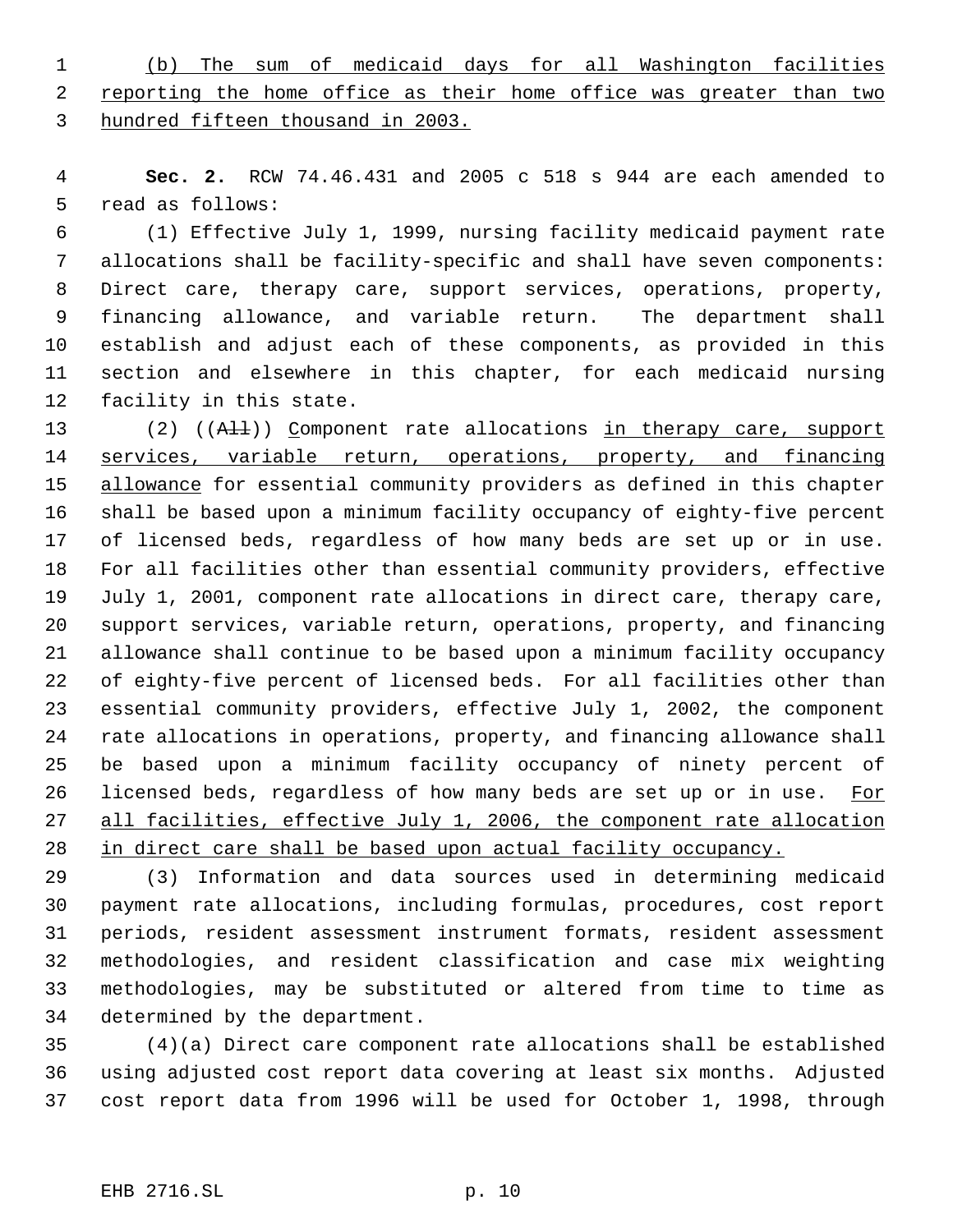(b) The sum of medicaid days for all Washington facilities reporting the home office as their home office was greater than two hundred fifteen thousand in 2003.

**Sec. 2.** RCW 74.46.431 and 2005 c 518 s 944 are each amended to read as follows:

(1) Effective July 1, 1999, nursing facility medicaid payment rate allocations shall be facility-specific and shall have seven components: Direct care, therapy care, support services, operations, property, financing allowance, and variable return. The department shall establish and adjust each of these components, as provided in this section and elsewhere in this chapter, for each medicaid nursing facility in this state.

(2) ((~~All~~)) Component rate allocations in therapy care, support services, variable return, operations, property, and financing allowance for essential community providers as defined in this chapter shall be based upon a minimum facility occupancy of eighty-five percent of licensed beds, regardless of how many beds are set up or in use. For all facilities other than essential community providers, effective July 1, 2001, component rate allocations in direct care, therapy care, support services, variable return, operations, property, and financing allowance shall continue to be based upon a minimum facility occupancy of eighty-five percent of licensed beds. For all facilities other than essential community providers, effective July 1, 2002, the component rate allocations in operations, property, and financing allowance shall be based upon a minimum facility occupancy of ninety percent of licensed beds, regardless of how many beds are set up or in use. For all facilities, effective July 1, 2006, the component rate allocation in direct care shall be based upon actual facility occupancy.

(3) Information and data sources used in determining medicaid payment rate allocations, including formulas, procedures, cost report periods, resident assessment instrument formats, resident assessment methodologies, and resident classification and case mix weighting methodologies, may be substituted or altered from time to time as determined by the department.

(4)(a) Direct care component rate allocations shall be established using adjusted cost report data covering at least six months. Adjusted cost report data from 1996 will be used for October 1, 1998, through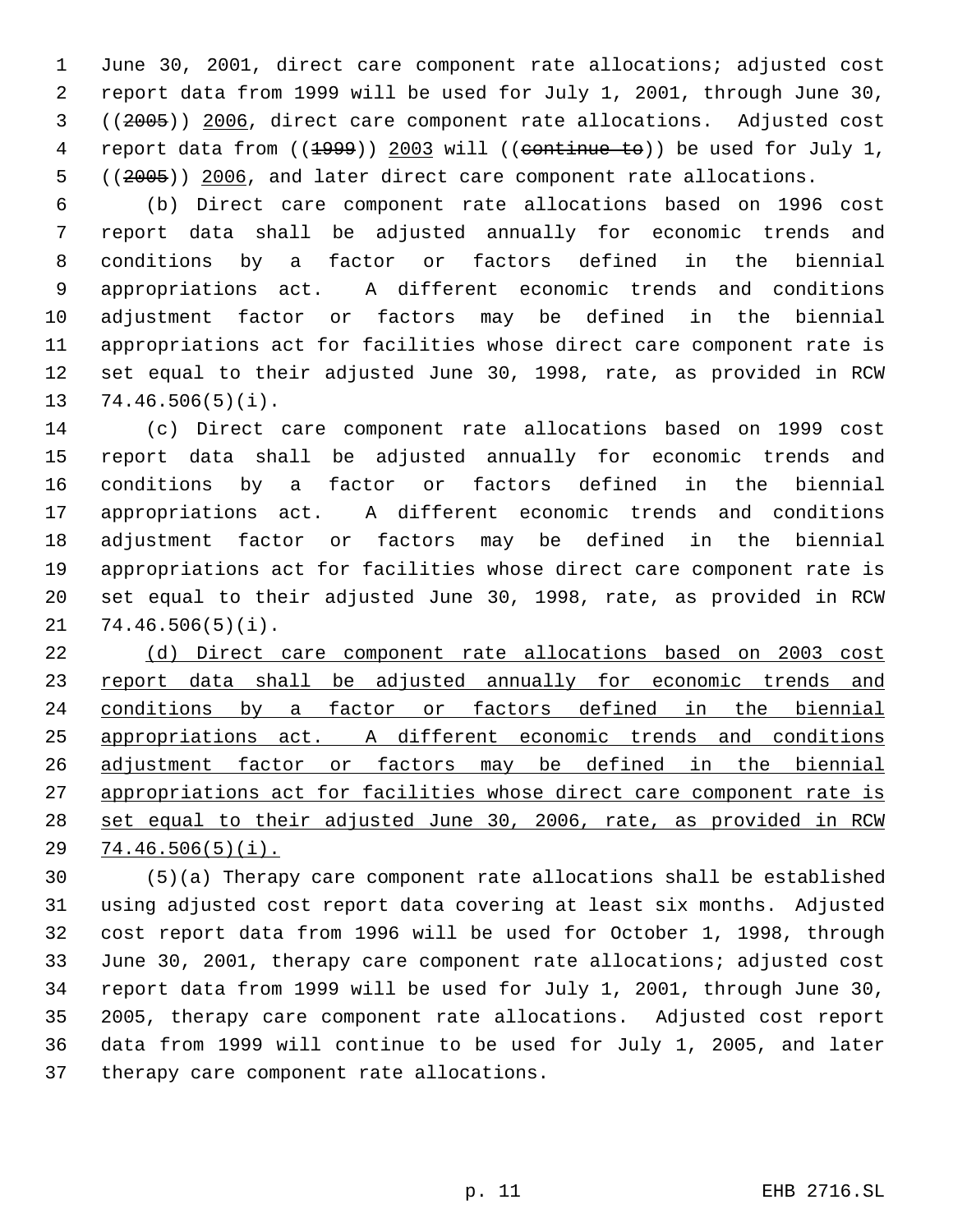June 30, 2001, direct care component rate allocations; adjusted cost report data from 1999 will be used for July 1, 2001, through June 30, ((~~2005~~)) <u>2006</u>, direct care component rate allocations. Adjusted cost report data from ((~~1999~~)) <u>2003</u> will ((~~continue to~~)) be used for July 1, ((~~2005~~)) <u>2006</u>, and later direct care component rate allocations.

(b) Direct care component rate allocations based on 1996 cost report data shall be adjusted annually for economic trends and conditions by a factor or factors defined in the biennial appropriations act. A different economic trends and conditions adjustment factor or factors may be defined in the biennial appropriations act for facilities whose direct care component rate is set equal to their adjusted June 30, 1998, rate, as provided in RCW 74.46.506(5)(i).

(c) Direct care component rate allocations based on 1999 cost report data shall be adjusted annually for economic trends and conditions by a factor or factors defined in the biennial appropriations act. A different economic trends and conditions adjustment factor or factors may be defined in the biennial appropriations act for facilities whose direct care component rate is set equal to their adjusted June 30, 1998, rate, as provided in RCW 74.46.506(5)(i).

<u>(d) Direct care component rate allocations based on 2003 cost report data shall be adjusted annually for economic trends and conditions by a factor or factors defined in the biennial appropriations act. A different economic trends and conditions adjustment factor or factors may be defined in the biennial appropriations act for facilities whose direct care component rate is set equal to their adjusted June 30, 2006, rate, as provided in RCW 74.46.506(5)(i).</u>

(5)(a) Therapy care component rate allocations shall be established using adjusted cost report data covering at least six months. Adjusted cost report data from 1996 will be used for October 1, 1998, through June 30, 2001, therapy care component rate allocations; adjusted cost report data from 1999 will be used for July 1, 2001, through June 30, 2005, therapy care component rate allocations. Adjusted cost report data from 1999 will continue to be used for July 1, 2005, and later therapy care component rate allocations.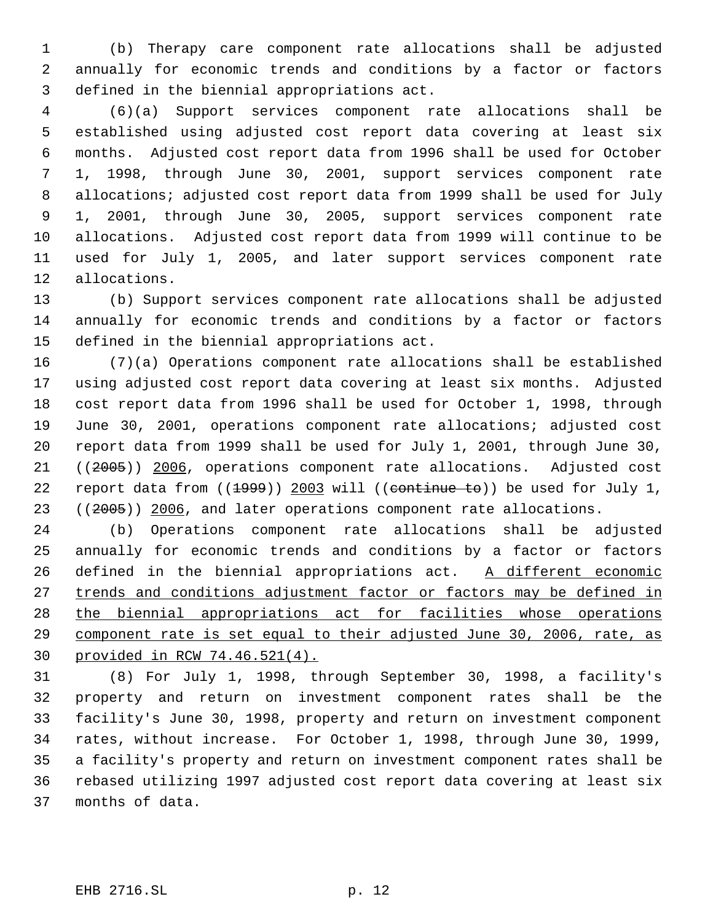(b) Therapy care component rate allocations shall be adjusted annually for economic trends and conditions by a factor or factors defined in the biennial appropriations act.

(6)(a) Support services component rate allocations shall be established using adjusted cost report data covering at least six months. Adjusted cost report data from 1996 shall be used for October 1, 1998, through June 30, 2001, support services component rate allocations; adjusted cost report data from 1999 shall be used for July 1, 2001, through June 30, 2005, support services component rate allocations. Adjusted cost report data from 1999 will continue to be used for July 1, 2005, and later support services component rate allocations.

(b) Support services component rate allocations shall be adjusted annually for economic trends and conditions by a factor or factors defined in the biennial appropriations act.

(7)(a) Operations component rate allocations shall be established using adjusted cost report data covering at least six months. Adjusted cost report data from 1996 shall be used for October 1, 1998, through June 30, 2001, operations component rate allocations; adjusted cost report data from 1999 shall be used for July 1, 2001, through June 30, ((~~2005~~)) <u>2006</u>, operations component rate allocations. Adjusted cost report data from ((~~1999~~)) <u>2003</u> will ((~~continue to~~)) be used for July 1, ((~~2005~~)) <u>2006</u>, and later operations component rate allocations.

(b) Operations component rate allocations shall be adjusted annually for economic trends and conditions by a factor or factors defined in the biennial appropriations act. <u>A different economic trends and conditions adjustment factor or factors may be defined in the biennial appropriations act for facilities whose operations component rate is set equal to their adjusted June 30, 2006, rate, as provided in RCW 74.46.521(4).</u>

(8) For July 1, 1998, through September 30, 1998, a facility's property and return on investment component rates shall be the facility's June 30, 1998, property and return on investment component rates, without increase. For October 1, 1998, through June 30, 1999, a facility's property and return on investment component rates shall be rebased utilizing 1997 adjusted cost report data covering at least six months of data.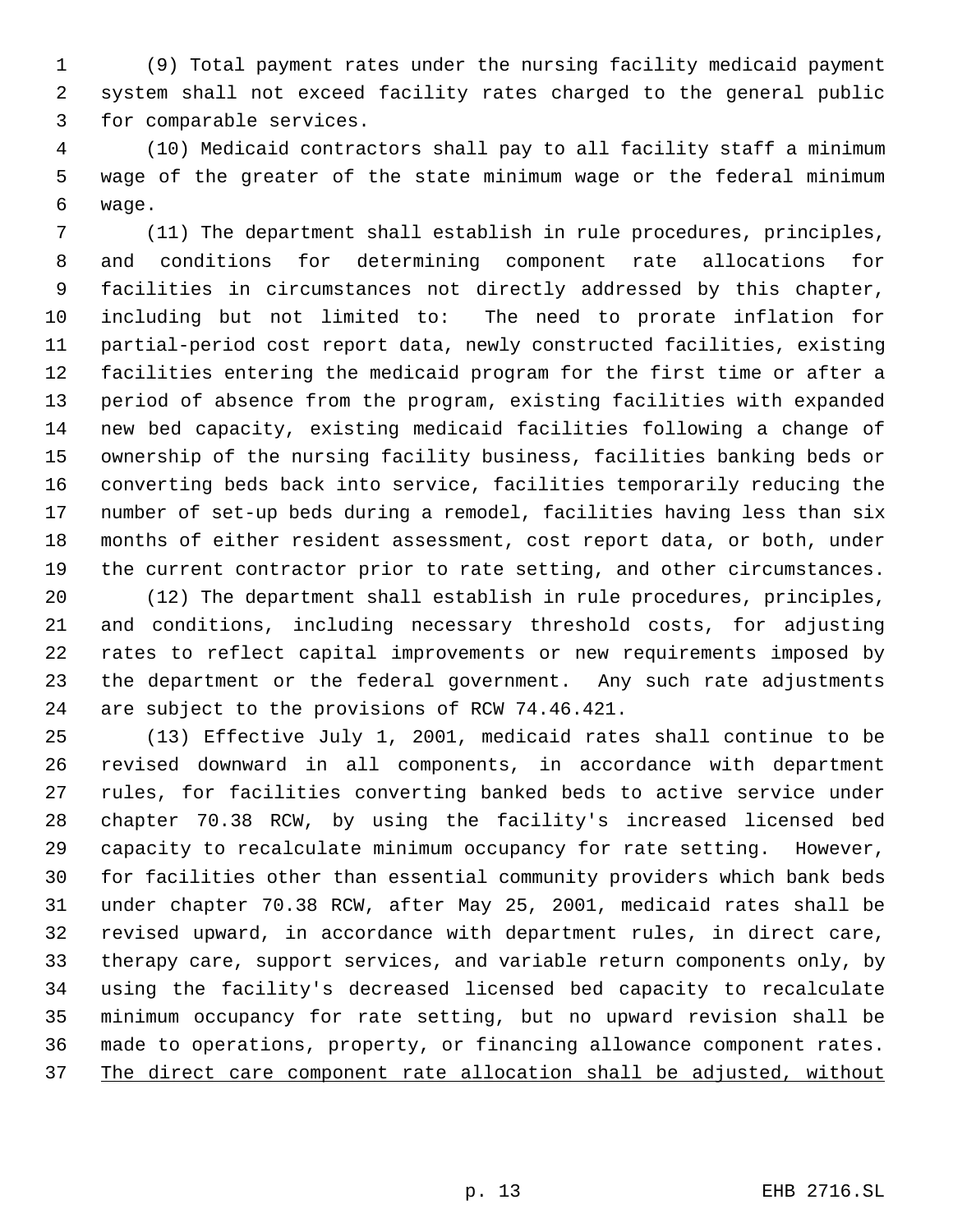(9) Total payment rates under the nursing facility medicaid payment system shall not exceed facility rates charged to the general public for comparable services.

(10) Medicaid contractors shall pay to all facility staff a minimum wage of the greater of the state minimum wage or the federal minimum wage.

(11) The department shall establish in rule procedures, principles, and conditions for determining component rate allocations for facilities in circumstances not directly addressed by this chapter, including but not limited to: The need to prorate inflation for partial-period cost report data, newly constructed facilities, existing facilities entering the medicaid program for the first time or after a period of absence from the program, existing facilities with expanded new bed capacity, existing medicaid facilities following a change of ownership of the nursing facility business, facilities banking beds or converting beds back into service, facilities temporarily reducing the number of set-up beds during a remodel, facilities having less than six months of either resident assessment, cost report data, or both, under the current contractor prior to rate setting, and other circumstances.

(12) The department shall establish in rule procedures, principles, and conditions, including necessary threshold costs, for adjusting rates to reflect capital improvements or new requirements imposed by the department or the federal government. Any such rate adjustments are subject to the provisions of RCW 74.46.421.

(13) Effective July 1, 2001, medicaid rates shall continue to be revised downward in all components, in accordance with department rules, for facilities converting banked beds to active service under chapter 70.38 RCW, by using the facility's increased licensed bed capacity to recalculate minimum occupancy for rate setting. However, for facilities other than essential community providers which bank beds under chapter 70.38 RCW, after May 25, 2001, medicaid rates shall be revised upward, in accordance with department rules, in direct care, therapy care, support services, and variable return components only, by using the facility's decreased licensed bed capacity to recalculate minimum occupancy for rate setting, but no upward revision shall be made to operations, property, or financing allowance component rates. <u>The direct care component rate allocation shall be adjusted, without</u>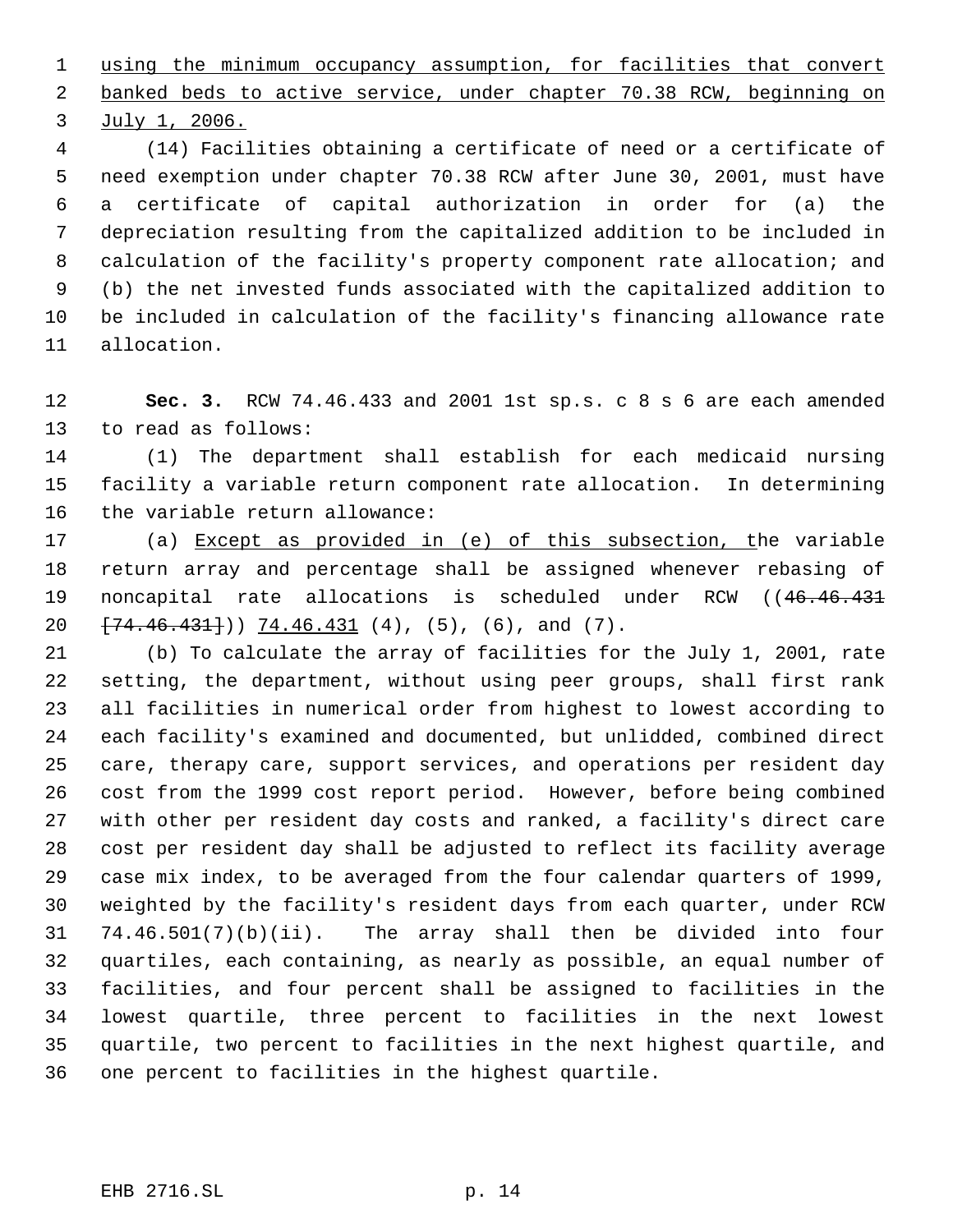using the minimum occupancy assumption, for facilities that convert banked beds to active service, under chapter 70.38 RCW, beginning on July 1, 2006.

(14) Facilities obtaining a certificate of need or a certificate of need exemption under chapter 70.38 RCW after June 30, 2001, must have a certificate of capital authorization in order for (a) the depreciation resulting from the capitalized addition to be included in calculation of the facility's property component rate allocation; and (b) the net invested funds associated with the capitalized addition to be included in calculation of the facility's financing allowance rate allocation.

**Sec. 3.** RCW 74.46.433 and 2001 1st sp.s. c 8 s 6 are each amended to read as follows:

(1) The department shall establish for each medicaid nursing facility a variable return component rate allocation. In determining the variable return allowance:

(a) Except as provided in (e) of this subsection, the variable return array and percentage shall be assigned whenever rebasing of noncapital rate allocations is scheduled under RCW ((46.46.431 [74.46.431])) 74.46.431 (4), (5), (6), and (7).

(b) To calculate the array of facilities for the July 1, 2001, rate setting, the department, without using peer groups, shall first rank all facilities in numerical order from highest to lowest according to each facility's examined and documented, but unlidded, combined direct care, therapy care, support services, and operations per resident day cost from the 1999 cost report period. However, before being combined with other per resident day costs and ranked, a facility's direct care cost per resident day shall be adjusted to reflect its facility average case mix index, to be averaged from the four calendar quarters of 1999, weighted by the facility's resident days from each quarter, under RCW 74.46.501(7)(b)(ii). The array shall then be divided into four quartiles, each containing, as nearly as possible, an equal number of facilities, and four percent shall be assigned to facilities in the lowest quartile, three percent to facilities in the next lowest quartile, two percent to facilities in the next highest quartile, and one percent to facilities in the highest quartile.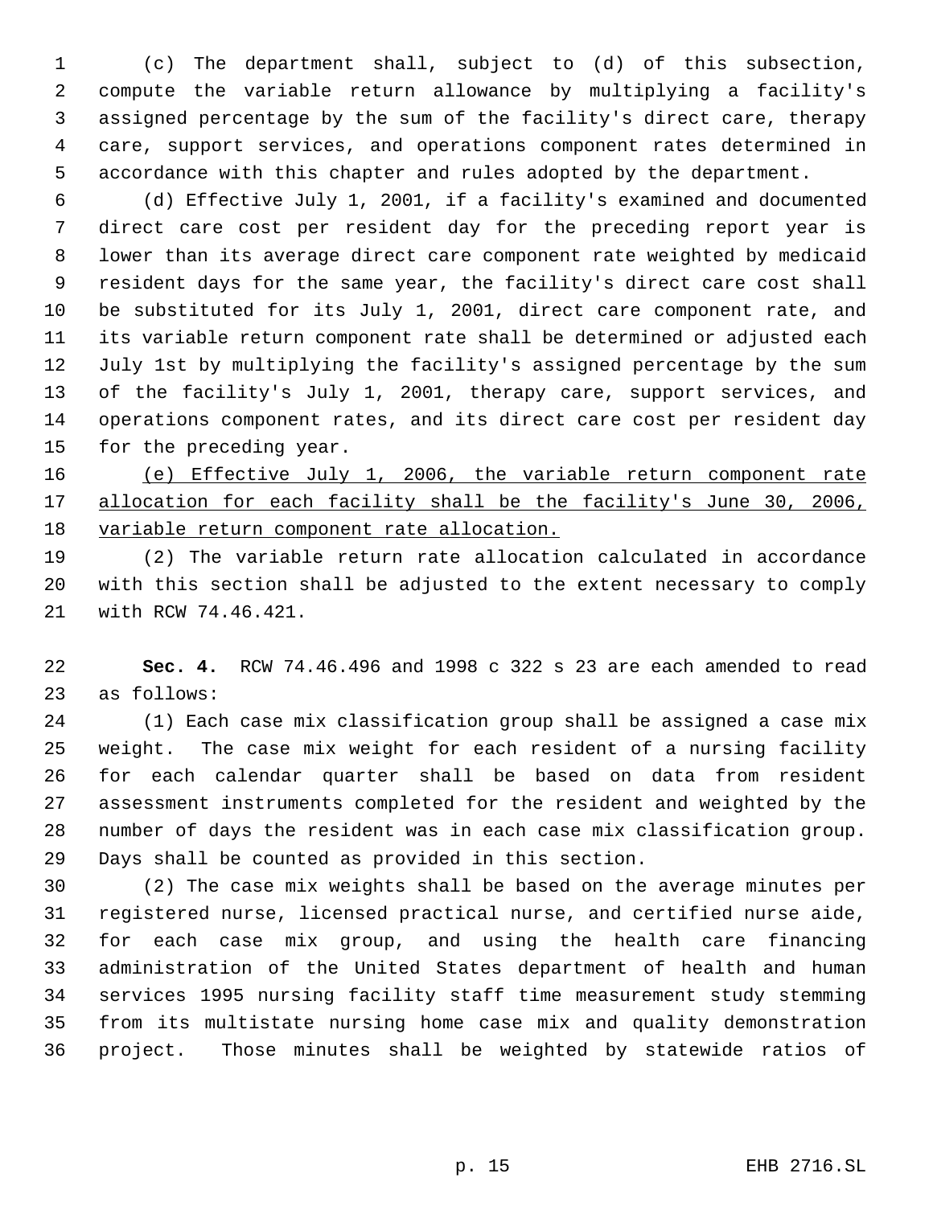(c) The department shall, subject to (d) of this subsection, compute the variable return allowance by multiplying a facility's assigned percentage by the sum of the facility's direct care, therapy care, support services, and operations component rates determined in accordance with this chapter and rules adopted by the department.

(d) Effective July 1, 2001, if a facility's examined and documented direct care cost per resident day for the preceding report year is lower than its average direct care component rate weighted by medicaid resident days for the same year, the facility's direct care cost shall be substituted for its July 1, 2001, direct care component rate, and its variable return component rate shall be determined or adjusted each July 1st by multiplying the facility's assigned percentage by the sum of the facility's July 1, 2001, therapy care, support services, and operations component rates, and its direct care cost per resident day for the preceding year.

<u>(e) Effective July 1, 2006, the variable return component rate allocation for each facility shall be the facility's June 30, 2006, variable return component rate allocation.</u>

(2) The variable return rate allocation calculated in accordance with this section shall be adjusted to the extent necessary to comply with RCW 74.46.421.

**Sec. 4.** RCW 74.46.496 and 1998 c 322 s 23 are each amended to read as follows:

(1) Each case mix classification group shall be assigned a case mix weight. The case mix weight for each resident of a nursing facility for each calendar quarter shall be based on data from resident assessment instruments completed for the resident and weighted by the number of days the resident was in each case mix classification group. Days shall be counted as provided in this section.

(2) The case mix weights shall be based on the average minutes per registered nurse, licensed practical nurse, and certified nurse aide, for each case mix group, and using the health care financing administration of the United States department of health and human services 1995 nursing facility staff time measurement study stemming from its multistate nursing home case mix and quality demonstration project. Those minutes shall be weighted by statewide ratios of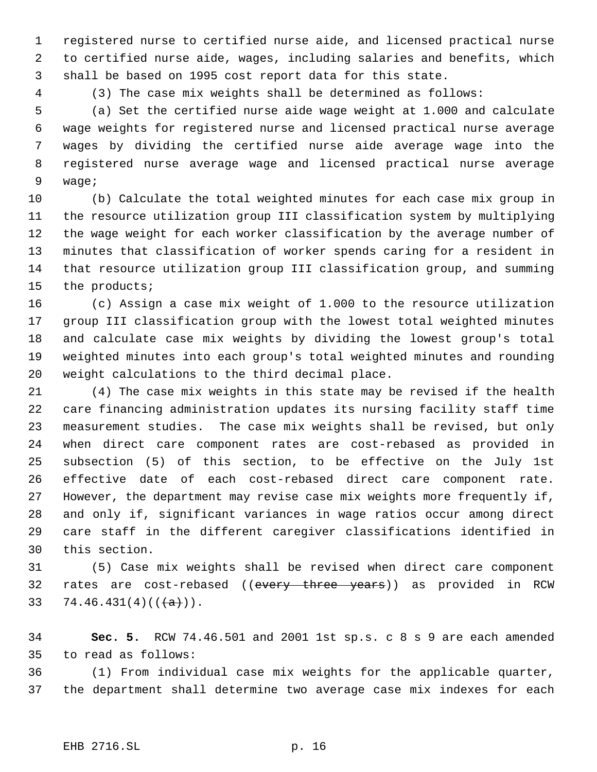registered nurse to certified nurse aide, and licensed practical nurse to certified nurse aide, wages, including salaries and benefits, which shall be based on 1995 cost report data for this state.

(3) The case mix weights shall be determined as follows:

(a) Set the certified nurse aide wage weight at 1.000 and calculate wage weights for registered nurse and licensed practical nurse average wages by dividing the certified nurse aide average wage into the registered nurse average wage and licensed practical nurse average wage;

(b) Calculate the total weighted minutes for each case mix group in the resource utilization group III classification system by multiplying the wage weight for each worker classification by the average number of minutes that classification of worker spends caring for a resident in that resource utilization group III classification group, and summing the products;

(c) Assign a case mix weight of 1.000 to the resource utilization group III classification group with the lowest total weighted minutes and calculate case mix weights by dividing the lowest group's total weighted minutes into each group's total weighted minutes and rounding weight calculations to the third decimal place.

(4) The case mix weights in this state may be revised if the health care financing administration updates its nursing facility staff time measurement studies. The case mix weights shall be revised, but only when direct care component rates are cost-rebased as provided in subsection (5) of this section, to be effective on the July 1st effective date of each cost-rebased direct care component rate. However, the department may revise case mix weights more frequently if, and only if, significant variances in wage ratios occur among direct care staff in the different caregiver classifications identified in this section.

(5) Case mix weights shall be revised when direct care component rates are cost-rebased ((~~every three years~~)) as provided in RCW 74.46.431(4)((~~(a)~~)).

**Sec. 5.** RCW 74.46.501 and 2001 1st sp.s. c 8 s 9 are each amended to read as follows:

(1) From individual case mix weights for the applicable quarter, the department shall determine two average case mix indexes for each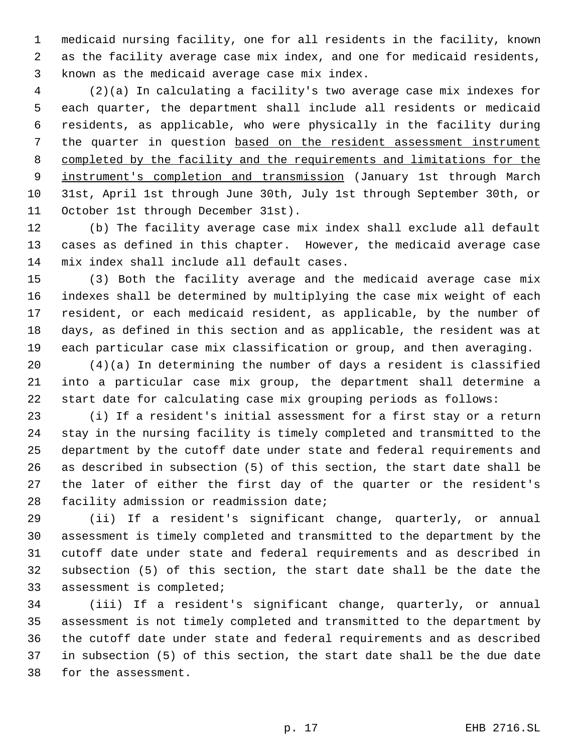medicaid nursing facility, one for all residents in the facility, known as the facility average case mix index, and one for medicaid residents, known as the medicaid average case mix index.

(2)(a) In calculating a facility's two average case mix indexes for each quarter, the department shall include all residents or medicaid residents, as applicable, who were physically in the facility during the quarter in question <u>based on the resident assessment instrument completed by the facility and the requirements and limitations for the instrument's completion and transmission</u> (January 1st through March 31st, April 1st through June 30th, July 1st through September 30th, or October 1st through December 31st).

(b) The facility average case mix index shall exclude all default cases as defined in this chapter. However, the medicaid average case mix index shall include all default cases.

(3) Both the facility average and the medicaid average case mix indexes shall be determined by multiplying the case mix weight of each resident, or each medicaid resident, as applicable, by the number of days, as defined in this section and as applicable, the resident was at each particular case mix classification or group, and then averaging.

(4)(a) In determining the number of days a resident is classified into a particular case mix group, the department shall determine a start date for calculating case mix grouping periods as follows:

(i) If a resident's initial assessment for a first stay or a return stay in the nursing facility is timely completed and transmitted to the department by the cutoff date under state and federal requirements and as described in subsection (5) of this section, the start date shall be the later of either the first day of the quarter or the resident's facility admission or readmission date;

(ii) If a resident's significant change, quarterly, or annual assessment is timely completed and transmitted to the department by the cutoff date under state and federal requirements and as described in subsection (5) of this section, the start date shall be the date the assessment is completed;

(iii) If a resident's significant change, quarterly, or annual assessment is not timely completed and transmitted to the department by the cutoff date under state and federal requirements and as described in subsection (5) of this section, the start date shall be the due date for the assessment.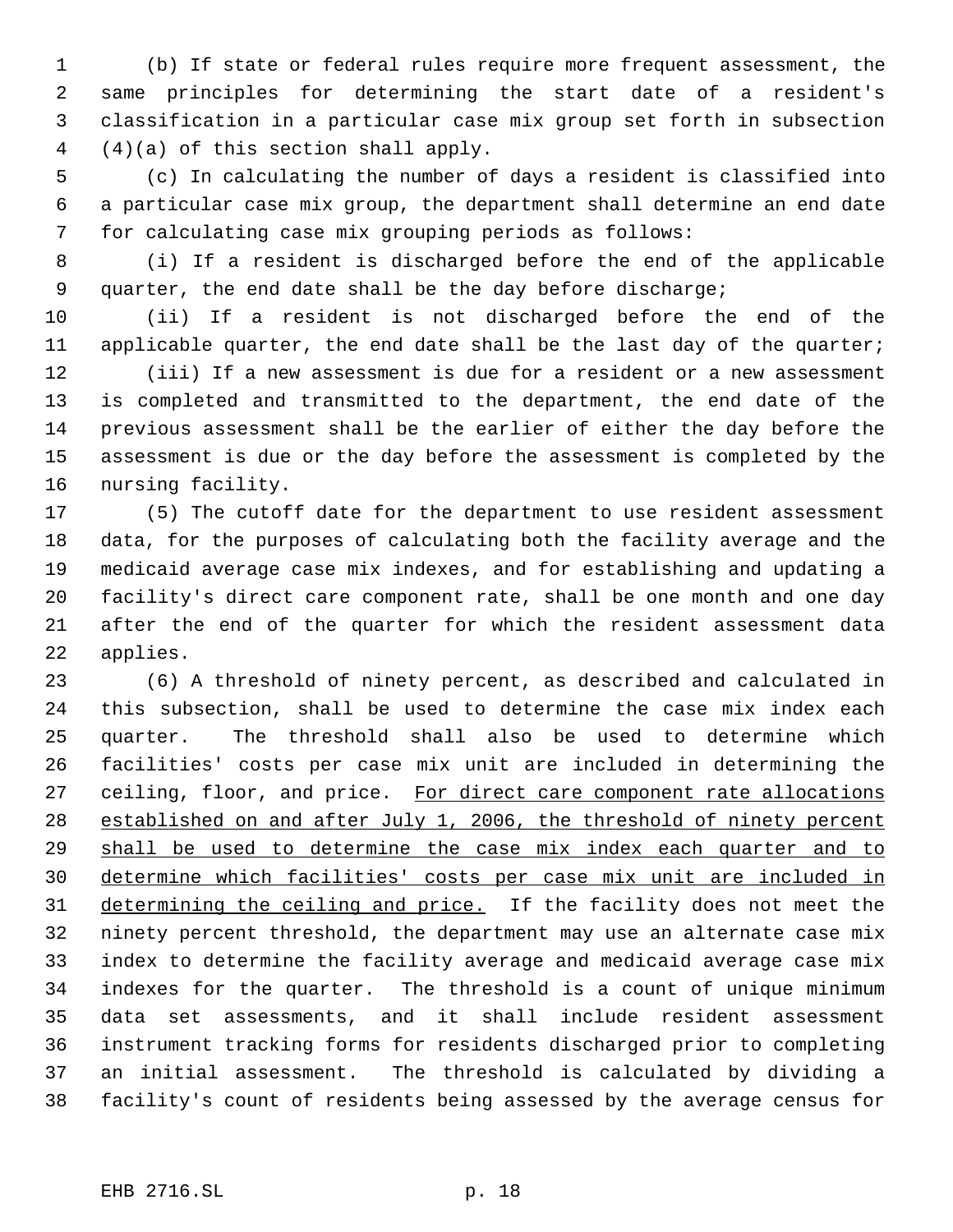(b) If state or federal rules require more frequent assessment, the same principles for determining the start date of a resident's classification in a particular case mix group set forth in subsection (4)(a) of this section shall apply.

(c) In calculating the number of days a resident is classified into a particular case mix group, the department shall determine an end date for calculating case mix grouping periods as follows:

(i) If a resident is discharged before the end of the applicable quarter, the end date shall be the day before discharge;

(ii) If a resident is not discharged before the end of the applicable quarter, the end date shall be the last day of the quarter;

(iii) If a new assessment is due for a resident or a new assessment is completed and transmitted to the department, the end date of the previous assessment shall be the earlier of either the day before the assessment is due or the day before the assessment is completed by the nursing facility.

(5) The cutoff date for the department to use resident assessment data, for the purposes of calculating both the facility average and the medicaid average case mix indexes, and for establishing and updating a facility's direct care component rate, shall be one month and one day after the end of the quarter for which the resident assessment data applies.

(6) A threshold of ninety percent, as described and calculated in this subsection, shall be used to determine the case mix index each quarter. The threshold shall also be used to determine which facilities' costs per case mix unit are included in determining the ceiling, floor, and price. <u>For direct care component rate allocations established on and after July 1, 2006, the threshold of ninety percent shall be used to determine the case mix index each quarter and to determine which facilities' costs per case mix unit are included in determining the ceiling and price.</u> If the facility does not meet the ninety percent threshold, the department may use an alternate case mix index to determine the facility average and medicaid average case mix indexes for the quarter. The threshold is a count of unique minimum data set assessments, and it shall include resident assessment instrument tracking forms for residents discharged prior to completing an initial assessment. The threshold is calculated by dividing a facility's count of residents being assessed by the average census for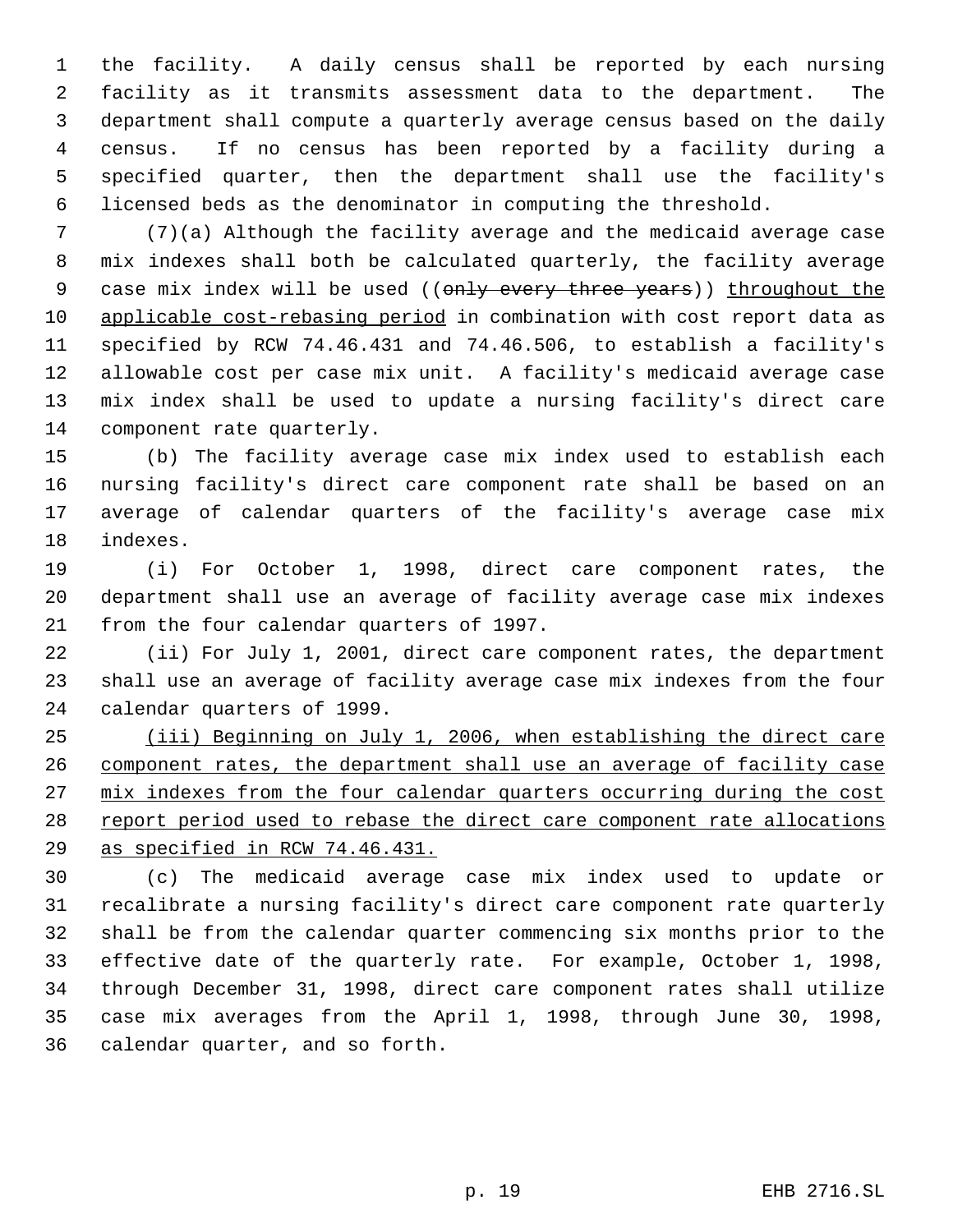the facility. A daily census shall be reported by each nursing facility as it transmits assessment data to the department. The department shall compute a quarterly average census based on the daily census. If no census has been reported by a facility during a specified quarter, then the department shall use the facility's licensed beds as the denominator in computing the threshold.

(7)(a) Although the facility average and the medicaid average case mix indexes shall both be calculated quarterly, the facility average case mix index will be used ((~~only every three years~~)) throughout the applicable cost-rebasing period in combination with cost report data as specified by RCW 74.46.431 and 74.46.506, to establish a facility's allowable cost per case mix unit. A facility's medicaid average case mix index shall be used to update a nursing facility's direct care component rate quarterly.

(b) The facility average case mix index used to establish each nursing facility's direct care component rate shall be based on an average of calendar quarters of the facility's average case mix indexes.

(i) For October 1, 1998, direct care component rates, the department shall use an average of facility average case mix indexes from the four calendar quarters of 1997.

(ii) For July 1, 2001, direct care component rates, the department shall use an average of facility average case mix indexes from the four calendar quarters of 1999.

(iii) Beginning on July 1, 2006, when establishing the direct care component rates, the department shall use an average of facility case mix indexes from the four calendar quarters occurring during the cost report period used to rebase the direct care component rate allocations as specified in RCW 74.46.431.

(c) The medicaid average case mix index used to update or recalibrate a nursing facility's direct care component rate quarterly shall be from the calendar quarter commencing six months prior to the effective date of the quarterly rate. For example, October 1, 1998, through December 31, 1998, direct care component rates shall utilize case mix averages from the April 1, 1998, through June 30, 1998, calendar quarter, and so forth.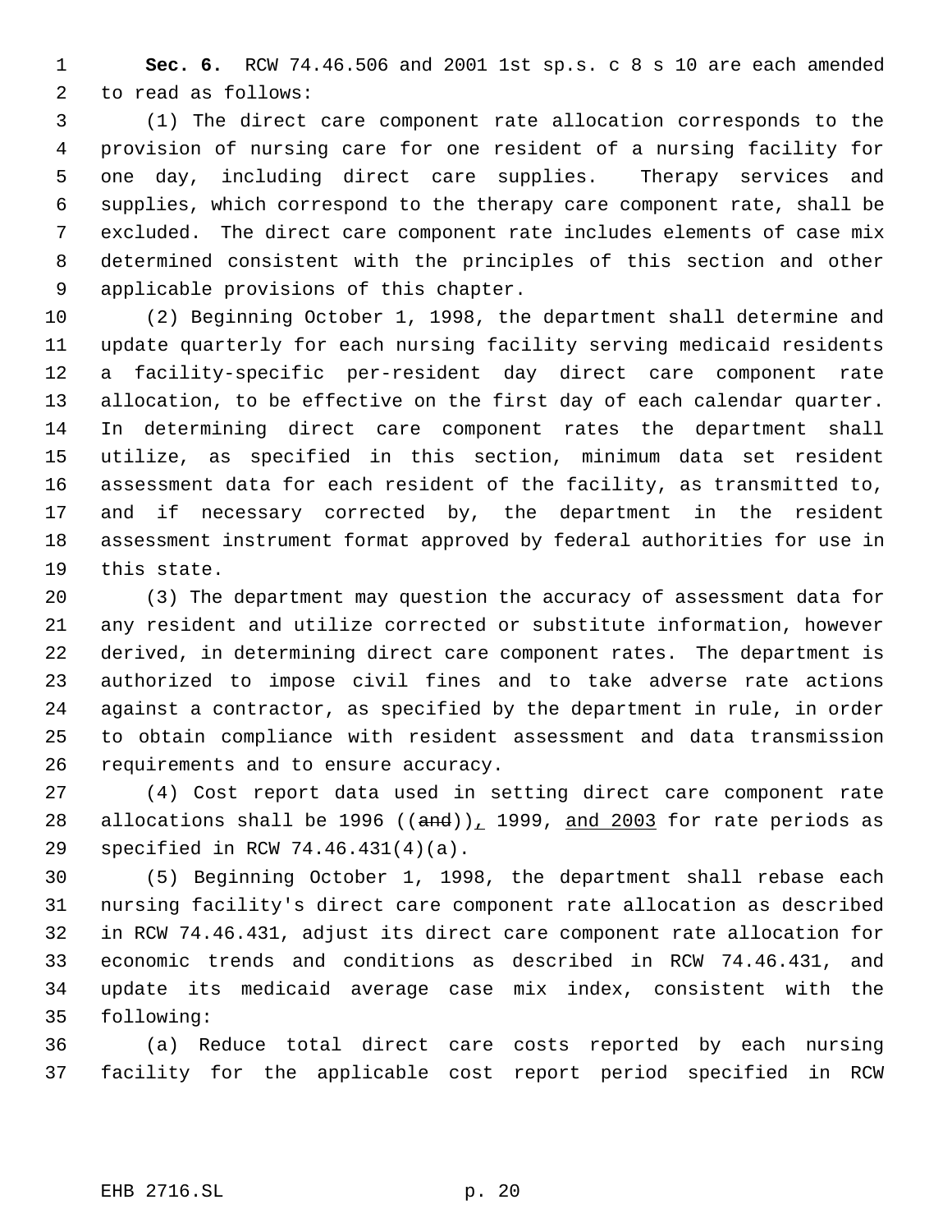**Sec. 6.** RCW 74.46.506 and 2001 1st sp.s. c 8 s 10 are each amended to read as follows:

(1) The direct care component rate allocation corresponds to the provision of nursing care for one resident of a nursing facility for one day, including direct care supplies. Therapy services and supplies, which correspond to the therapy care component rate, shall be excluded. The direct care component rate includes elements of case mix determined consistent with the principles of this section and other applicable provisions of this chapter.

(2) Beginning October 1, 1998, the department shall determine and update quarterly for each nursing facility serving medicaid residents a facility-specific per-resident day direct care component rate allocation, to be effective on the first day of each calendar quarter. In determining direct care component rates the department shall utilize, as specified in this section, minimum data set resident assessment data for each resident of the facility, as transmitted to, and if necessary corrected by, the department in the resident assessment instrument format approved by federal authorities for use in this state.

(3) The department may question the accuracy of assessment data for any resident and utilize corrected or substitute information, however derived, in determining direct care component rates. The department is authorized to impose civil fines and to take adverse rate actions against a contractor, as specified by the department in rule, in order to obtain compliance with resident assessment and data transmission requirements and to ensure accuracy.

(4) Cost report data used in setting direct care component rate allocations shall be 1996 ((~~and~~)), 1999, and 2003 for rate periods as specified in RCW 74.46.431(4)(a).

(5) Beginning October 1, 1998, the department shall rebase each nursing facility's direct care component rate allocation as described in RCW 74.46.431, adjust its direct care component rate allocation for economic trends and conditions as described in RCW 74.46.431, and update its medicaid average case mix index, consistent with the following:

(a) Reduce total direct care costs reported by each nursing facility for the applicable cost report period specified in RCW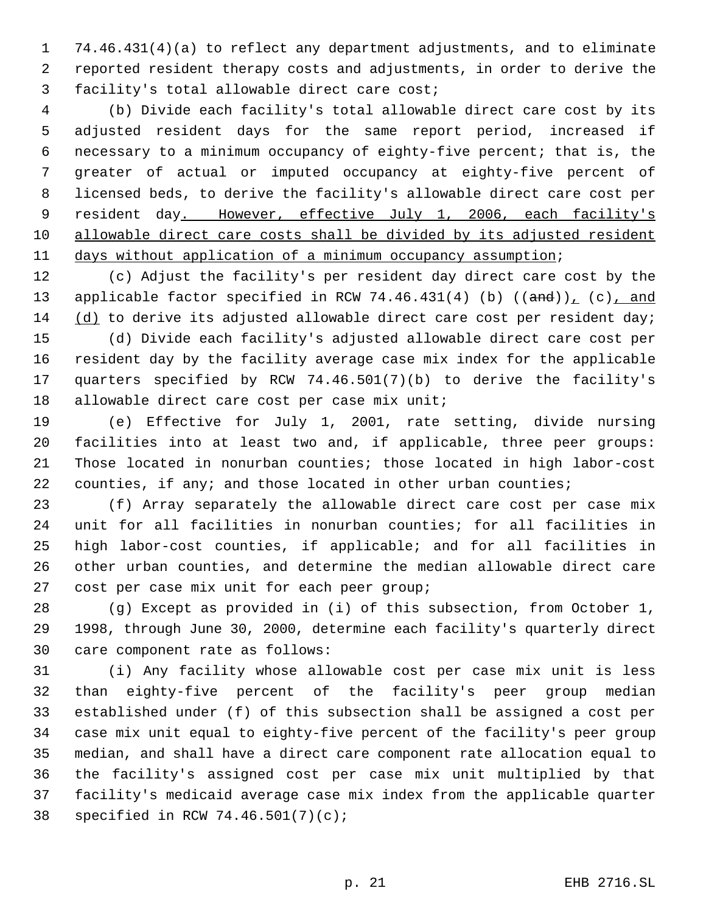74.46.431(4)(a) to reflect any department adjustments, and to eliminate reported resident therapy costs and adjustments, in order to derive the facility's total allowable direct care cost;

(b) Divide each facility's total allowable direct care cost by its adjusted resident days for the same report period, increased if necessary to a minimum occupancy of eighty-five percent; that is, the greater of actual or imputed occupancy at eighty-five percent of licensed beds, to derive the facility's allowable direct care cost per resident day. However, effective July 1, 2006, each facility's allowable direct care costs shall be divided by its adjusted resident days without application of a minimum occupancy assumption;

(c) Adjust the facility's per resident day direct care cost by the applicable factor specified in RCW 74.46.431(4) (b) ((~~and~~)), (c), and (d) to derive its adjusted allowable direct care cost per resident day;

(d) Divide each facility's adjusted allowable direct care cost per resident day by the facility average case mix index for the applicable quarters specified by RCW 74.46.501(7)(b) to derive the facility's allowable direct care cost per case mix unit;

(e) Effective for July 1, 2001, rate setting, divide nursing facilities into at least two and, if applicable, three peer groups: Those located in nonurban counties; those located in high labor-cost counties, if any; and those located in other urban counties;

(f) Array separately the allowable direct care cost per case mix unit for all facilities in nonurban counties; for all facilities in high labor-cost counties, if applicable; and for all facilities in other urban counties, and determine the median allowable direct care cost per case mix unit for each peer group;

(g) Except as provided in (i) of this subsection, from October 1, 1998, through June 30, 2000, determine each facility's quarterly direct care component rate as follows:

(i) Any facility whose allowable cost per case mix unit is less than eighty-five percent of the facility's peer group median established under (f) of this subsection shall be assigned a cost per case mix unit equal to eighty-five percent of the facility's peer group median, and shall have a direct care component rate allocation equal to the facility's assigned cost per case mix unit multiplied by that facility's medicaid average case mix index from the applicable quarter specified in RCW 74.46.501(7)(c);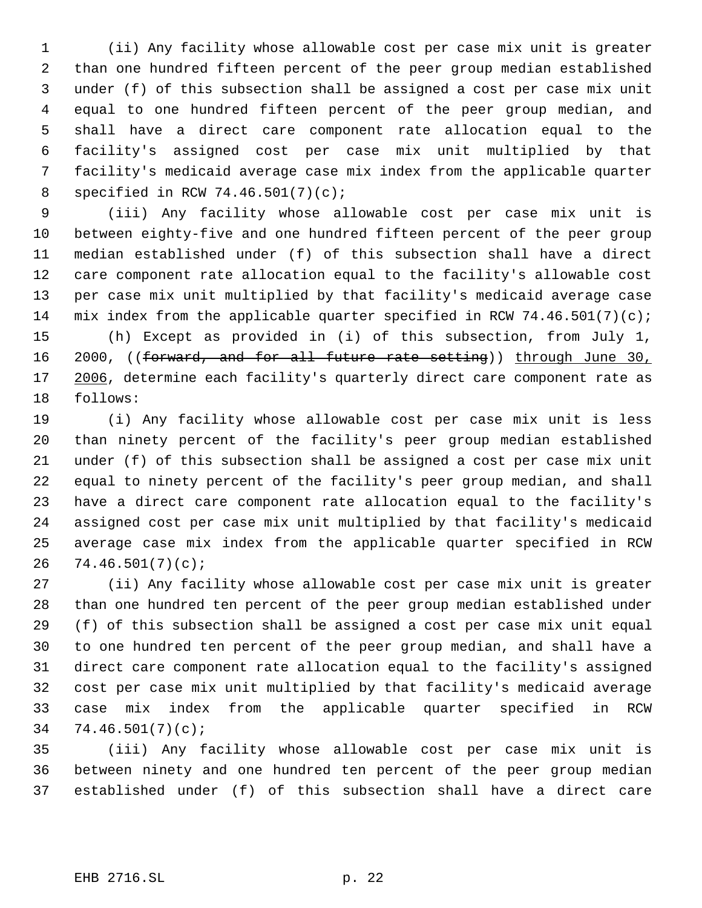(ii) Any facility whose allowable cost per case mix unit is greater than one hundred fifteen percent of the peer group median established under (f) of this subsection shall be assigned a cost per case mix unit equal to one hundred fifteen percent of the peer group median, and shall have a direct care component rate allocation equal to the facility's assigned cost per case mix unit multiplied by that facility's medicaid average case mix index from the applicable quarter specified in RCW 74.46.501(7)(c);

(iii) Any facility whose allowable cost per case mix unit is between eighty-five and one hundred fifteen percent of the peer group median established under (f) of this subsection shall have a direct care component rate allocation equal to the facility's allowable cost per case mix unit multiplied by that facility's medicaid average case mix index from the applicable quarter specified in RCW 74.46.501(7)(c);

(h) Except as provided in (i) of this subsection, from July 1, 2000, ((~~forward, and for all future rate setting~~)) through June 30, 2006, determine each facility's quarterly direct care component rate as follows:

(i) Any facility whose allowable cost per case mix unit is less than ninety percent of the facility's peer group median established under (f) of this subsection shall be assigned a cost per case mix unit equal to ninety percent of the facility's peer group median, and shall have a direct care component rate allocation equal to the facility's assigned cost per case mix unit multiplied by that facility's medicaid average case mix index from the applicable quarter specified in RCW 74.46.501(7)(c);

(ii) Any facility whose allowable cost per case mix unit is greater than one hundred ten percent of the peer group median established under (f) of this subsection shall be assigned a cost per case mix unit equal to one hundred ten percent of the peer group median, and shall have a direct care component rate allocation equal to the facility's assigned cost per case mix unit multiplied by that facility's medicaid average case mix index from the applicable quarter specified in RCW 74.46.501(7)(c);

(iii) Any facility whose allowable cost per case mix unit is between ninety and one hundred ten percent of the peer group median established under (f) of this subsection shall have a direct care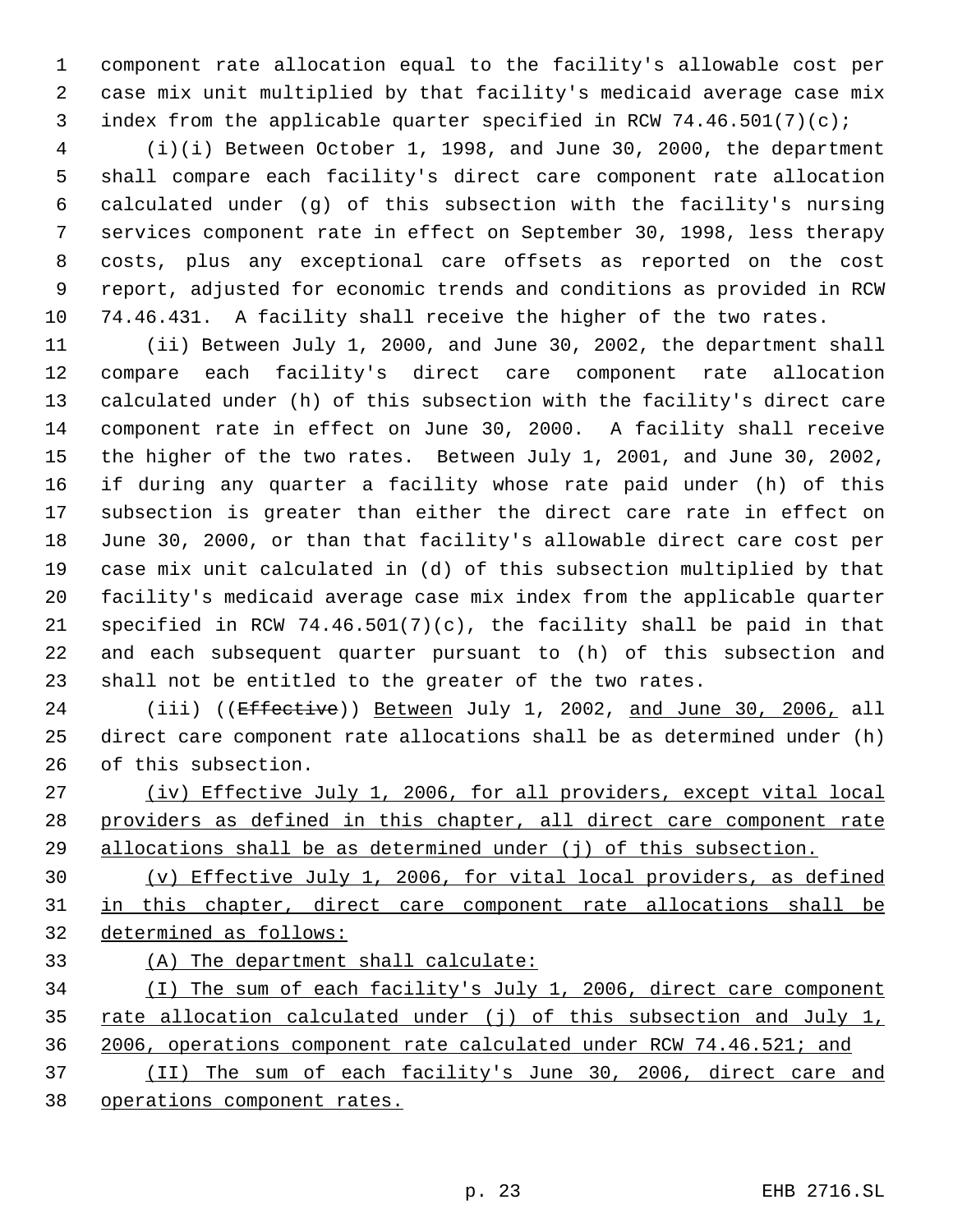component rate allocation equal to the facility's allowable cost per case mix unit multiplied by that facility's medicaid average case mix index from the applicable quarter specified in RCW 74.46.501(7)(c);

(i)(i) Between October 1, 1998, and June 30, 2000, the department shall compare each facility's direct care component rate allocation calculated under (g) of this subsection with the facility's nursing services component rate in effect on September 30, 1998, less therapy costs, plus any exceptional care offsets as reported on the cost report, adjusted for economic trends and conditions as provided in RCW 74.46.431. A facility shall receive the higher of the two rates.

(ii) Between July 1, 2000, and June 30, 2002, the department shall compare each facility's direct care component rate allocation calculated under (h) of this subsection with the facility's direct care component rate in effect on June 30, 2000. A facility shall receive the higher of the two rates. Between July 1, 2001, and June 30, 2002, if during any quarter a facility whose rate paid under (h) of this subsection is greater than either the direct care rate in effect on June 30, 2000, or than that facility's allowable direct care cost per case mix unit calculated in (d) of this subsection multiplied by that facility's medicaid average case mix index from the applicable quarter specified in RCW 74.46.501(7)(c), the facility shall be paid in that and each subsequent quarter pursuant to (h) of this subsection and shall not be entitled to the greater of the two rates.

(iii) ((~~Effective~~)) <u>Between</u> July 1, 2002, <u>and June 30, 2006,</u> all direct care component rate allocations shall be as determined under (h) of this subsection.

<u>(iv) Effective July 1, 2006, for all providers, except vital local providers as defined in this chapter, all direct care component rate allocations shall be as determined under (j) of this subsection.</u>

<u>(v) Effective July 1, 2006, for vital local providers, as defined in this chapter, direct care component rate allocations shall be determined as follows:</u>

<u>(A) The department shall calculate:</u>

<u>(I) The sum of each facility's July 1, 2006, direct care component rate allocation calculated under (j) of this subsection and July 1, 2006, operations component rate calculated under RCW 74.46.521; and</u>

<u>(II) The sum of each facility's June 30, 2006, direct care and operations component rates.</u>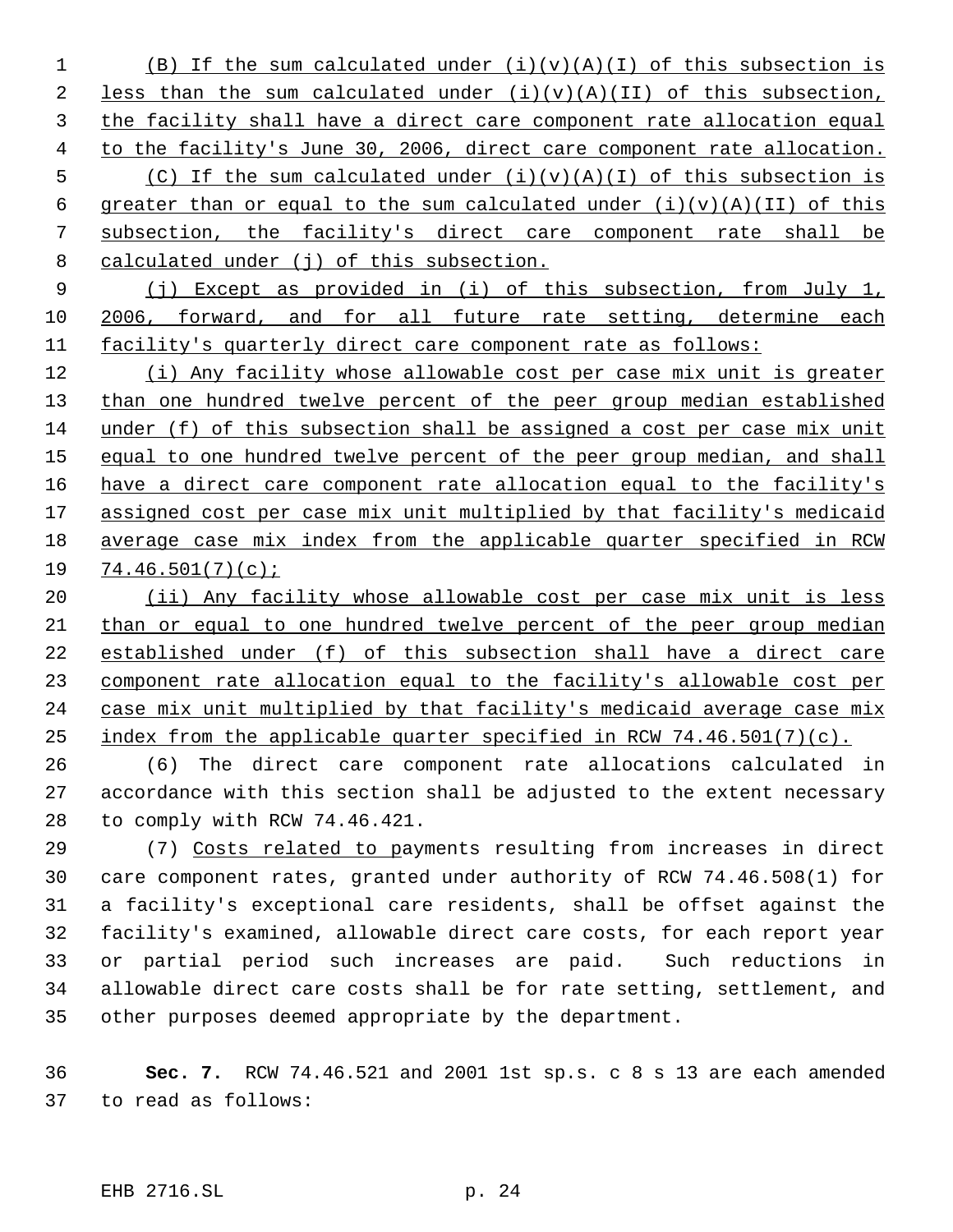(B) If the sum calculated under (i)(v)(A)(I) of this subsection is less than the sum calculated under (i)(v)(A)(II) of this subsection, the facility shall have a direct care component rate allocation equal to the facility's June 30, 2006, direct care component rate allocation.

(C) If the sum calculated under (i)(v)(A)(I) of this subsection is greater than or equal to the sum calculated under (i)(v)(A)(II) of this subsection, the facility's direct care component rate shall be calculated under (j) of this subsection.

(j) Except as provided in (i) of this subsection, from July 1, 2006, forward, and for all future rate setting, determine each facility's quarterly direct care component rate as follows:

(i) Any facility whose allowable cost per case mix unit is greater than one hundred twelve percent of the peer group median established under (f) of this subsection shall be assigned a cost per case mix unit equal to one hundred twelve percent of the peer group median, and shall have a direct care component rate allocation equal to the facility's assigned cost per case mix unit multiplied by that facility's medicaid average case mix index from the applicable quarter specified in RCW 74.46.501(7)(c);

(ii) Any facility whose allowable cost per case mix unit is less than or equal to one hundred twelve percent of the peer group median established under (f) of this subsection shall have a direct care component rate allocation equal to the facility's allowable cost per case mix unit multiplied by that facility's medicaid average case mix index from the applicable quarter specified in RCW 74.46.501(7)(c).

(6) The direct care component rate allocations calculated in accordance with this section shall be adjusted to the extent necessary to comply with RCW 74.46.421.

(7) Costs related to payments resulting from increases in direct care component rates, granted under authority of RCW 74.46.508(1) for a facility's exceptional care residents, shall be offset against the facility's examined, allowable direct care costs, for each report year or partial period such increases are paid. Such reductions in allowable direct care costs shall be for rate setting, settlement, and other purposes deemed appropriate by the department.

**Sec. 7.** RCW 74.46.521 and 2001 1st sp.s. c 8 s 13 are each amended to read as follows: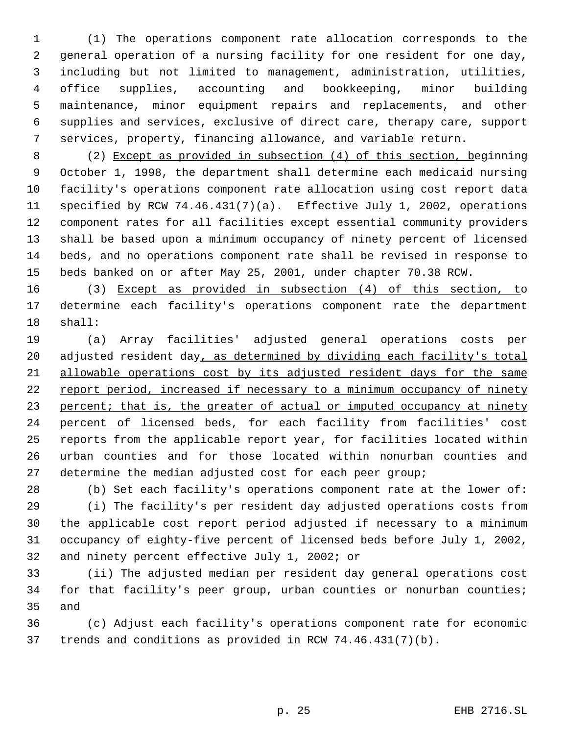(1) The operations component rate allocation corresponds to the general operation of a nursing facility for one resident for one day, including but not limited to management, administration, utilities, office supplies, accounting and bookkeeping, minor building maintenance, minor equipment repairs and replacements, and other supplies and services, exclusive of direct care, therapy care, support services, property, financing allowance, and variable return.

(2) Except as provided in subsection (4) of this section, beginning October 1, 1998, the department shall determine each medicaid nursing facility's operations component rate allocation using cost report data specified by RCW 74.46.431(7)(a). Effective July 1, 2002, operations component rates for all facilities except essential community providers shall be based upon a minimum occupancy of ninety percent of licensed beds, and no operations component rate shall be revised in response to beds banked on or after May 25, 2001, under chapter 70.38 RCW.

(3) Except as provided in subsection (4) of this section, to determine each facility's operations component rate the department shall:

(a) Array facilities' adjusted general operations costs per adjusted resident day, as determined by dividing each facility's total allowable operations cost by its adjusted resident days for the same report period, increased if necessary to a minimum occupancy of ninety percent; that is, the greater of actual or imputed occupancy at ninety percent of licensed beds, for each facility from facilities' cost reports from the applicable report year, for facilities located within urban counties and for those located within nonurban counties and determine the median adjusted cost for each peer group;

(b) Set each facility's operations component rate at the lower of:

(i) The facility's per resident day adjusted operations costs from the applicable cost report period adjusted if necessary to a minimum occupancy of eighty-five percent of licensed beds before July 1, 2002, and ninety percent effective July 1, 2002; or

(ii) The adjusted median per resident day general operations cost for that facility's peer group, urban counties or nonurban counties; and

(c) Adjust each facility's operations component rate for economic trends and conditions as provided in RCW 74.46.431(7)(b).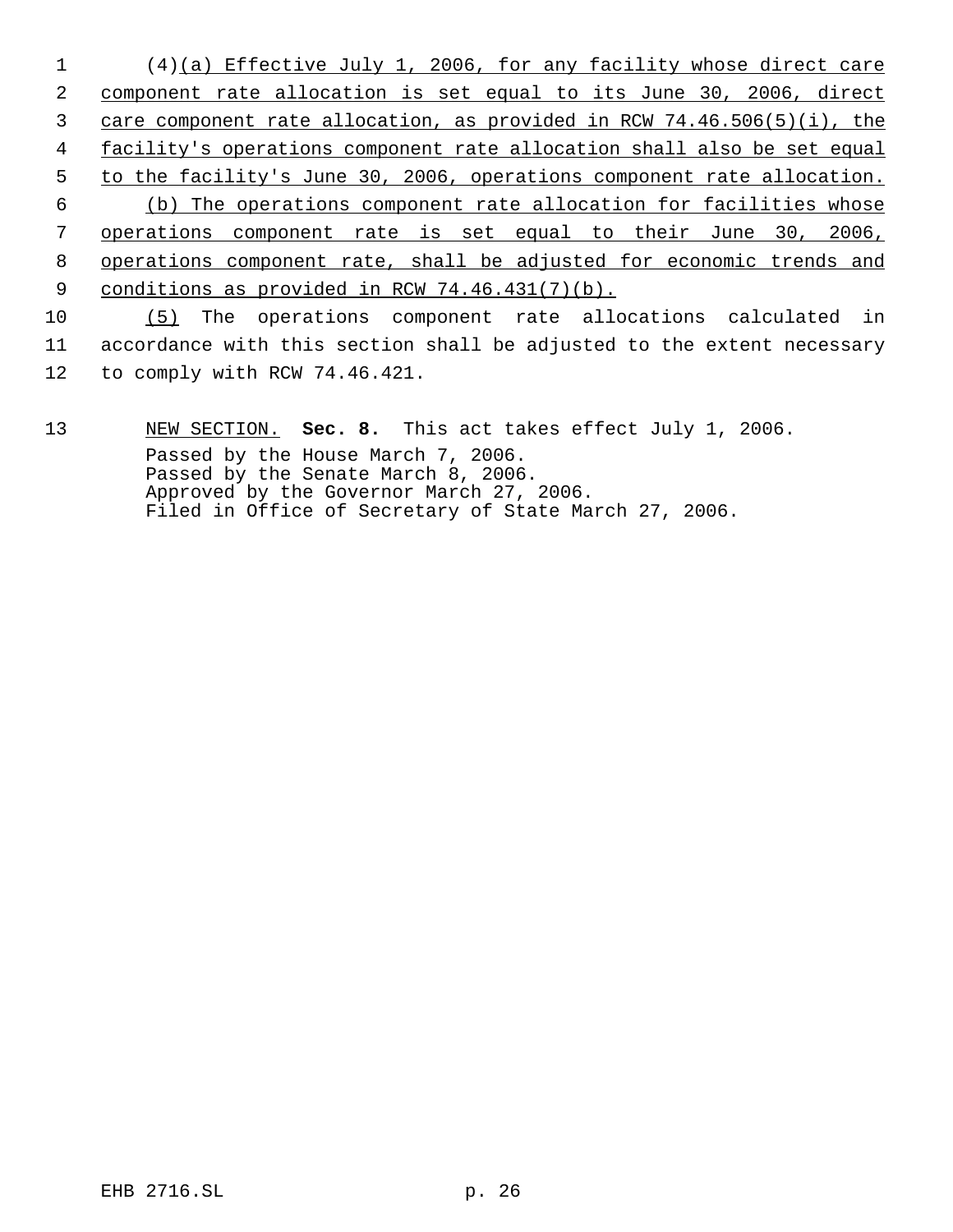(4)(a) Effective July 1, 2006, for any facility whose direct care component rate allocation is set equal to its June 30, 2006, direct care component rate allocation, as provided in RCW 74.46.506(5)(i), the facility's operations component rate allocation shall also be set equal to the facility's June 30, 2006, operations component rate allocation.

(b) The operations component rate allocation for facilities whose operations component rate is set equal to their June 30, 2006, operations component rate, shall be adjusted for economic trends and conditions as provided in RCW 74.46.431(7)(b).

(5) The operations component rate allocations calculated in accordance with this section shall be adjusted to the extent necessary to comply with RCW 74.46.421.

NEW SECTION. **Sec. 8.** This act takes effect July 1, 2006.

Passed by the House March 7, 2006.
Passed by the Senate March 8, 2006.
Approved by the Governor March 27, 2006.
Filed in Office of Secretary of State March 27, 2006.